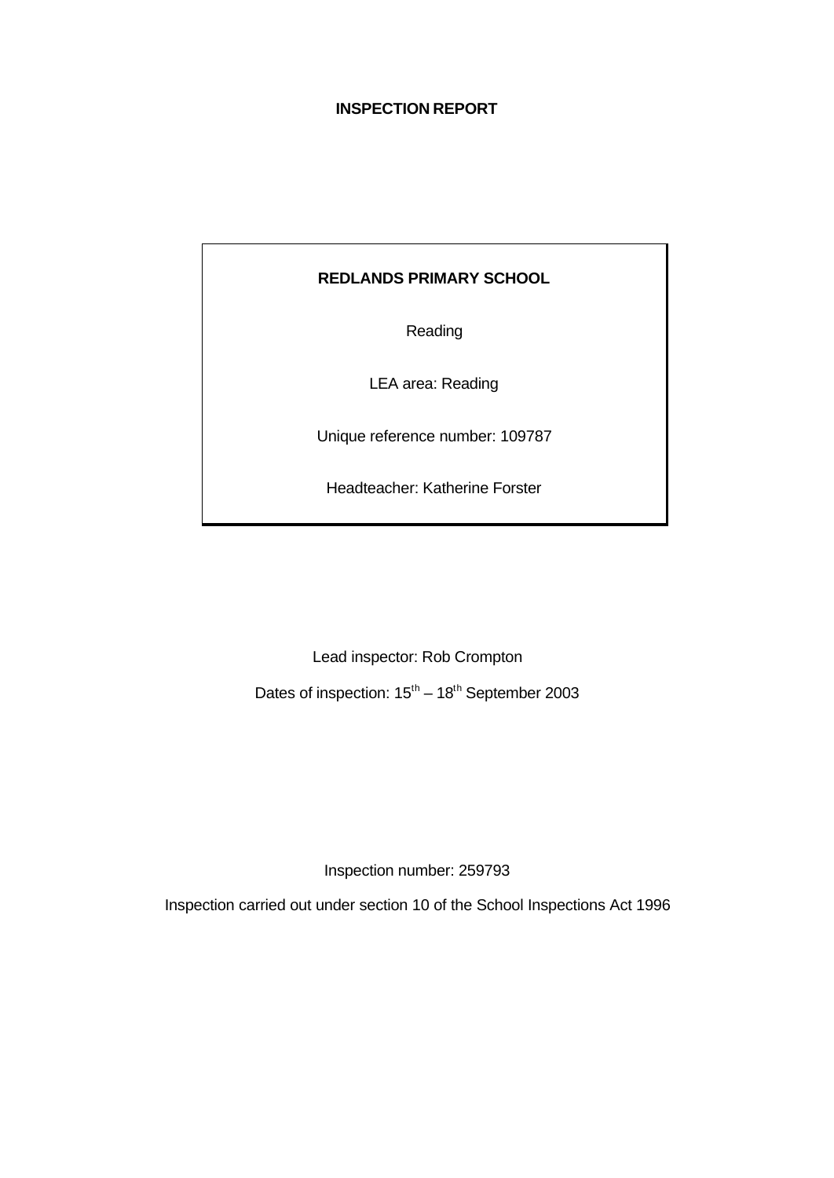# INSPECTION REPORT

**REDLANDS PRIMARY SCHOOL**

Reading

LEA area: Reading

Unique reference number: 109787

Headteacher: Katherine Forster

Lead inspector: Rob Crompton

Dates of inspection: 15th – 18th September 2003

Inspection number: 259793

Inspection carried out under section 10 of the School Inspections Act 1996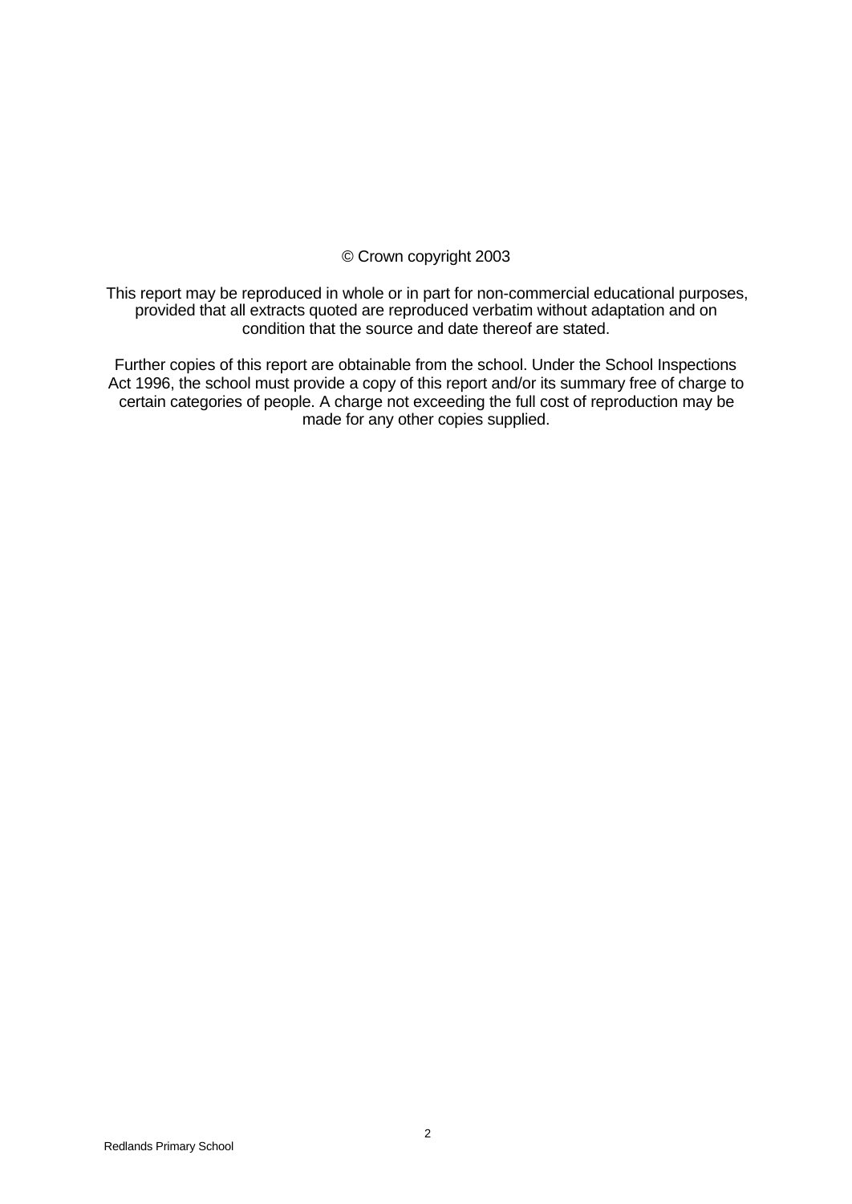© Crown copyright 2003

This report may be reproduced in whole or in part for non-commercial educational purposes, provided that all extracts quoted are reproduced verbatim without adaptation and on condition that the source and date thereof are stated.

Further copies of this report are obtainable from the school. Under the School Inspections Act 1996, the school must provide a copy of this report and/or its summary free of charge to certain categories of people. A charge not exceeding the full cost of reproduction may be made for any other copies supplied.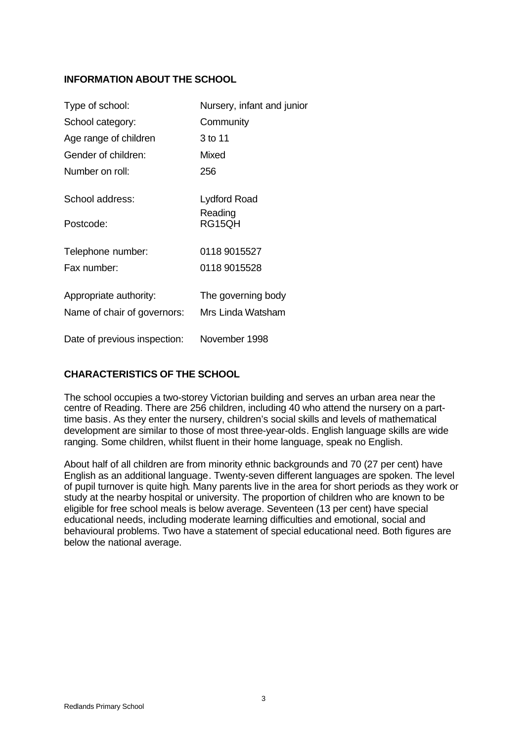## INFORMATION ABOUT THE SCHOOL

| | |
|---|---|
| Type of school: | Nursery, infant and junior |
| School category: | Community |
| Age range of children | 3 to 11 |
| Gender of children: | Mixed |
| Number on roll: | 256 |
| School address: | Lydford Road<br>Reading |
| Postcode: | RG15QH |
| Telephone number: | 0118 9015527 |
| Fax number: | 0118 9015528 |
| Appropriate authority: | The governing body |
| Name of chair of governors: | Mrs Linda Watsham |
| Date of previous inspection: | November 1998 |

## CHARACTERISTICS OF THE SCHOOL

The school occupies a two-storey Victorian building and serves an urban area near the centre of Reading. There are 256 children, including 40 who attend the nursery on a part-time basis. As they enter the nursery, children's social skills and levels of mathematical development are similar to those of most three-year-olds. English language skills are wide ranging. Some children, whilst fluent in their home language, speak no English.

About half of all children are from minority ethnic backgrounds and 70 (27 per cent) have English as an additional language. Twenty-seven different languages are spoken. The level of pupil turnover is quite high. Many parents live in the area for short periods as they work or study at the nearby hospital or university. The proportion of children who are known to be eligible for free school meals is below average. Seventeen (13 per cent) have special educational needs, including moderate learning difficulties and emotional, social and behavioural problems. Two have a statement of special educational need. Both figures are below the national average.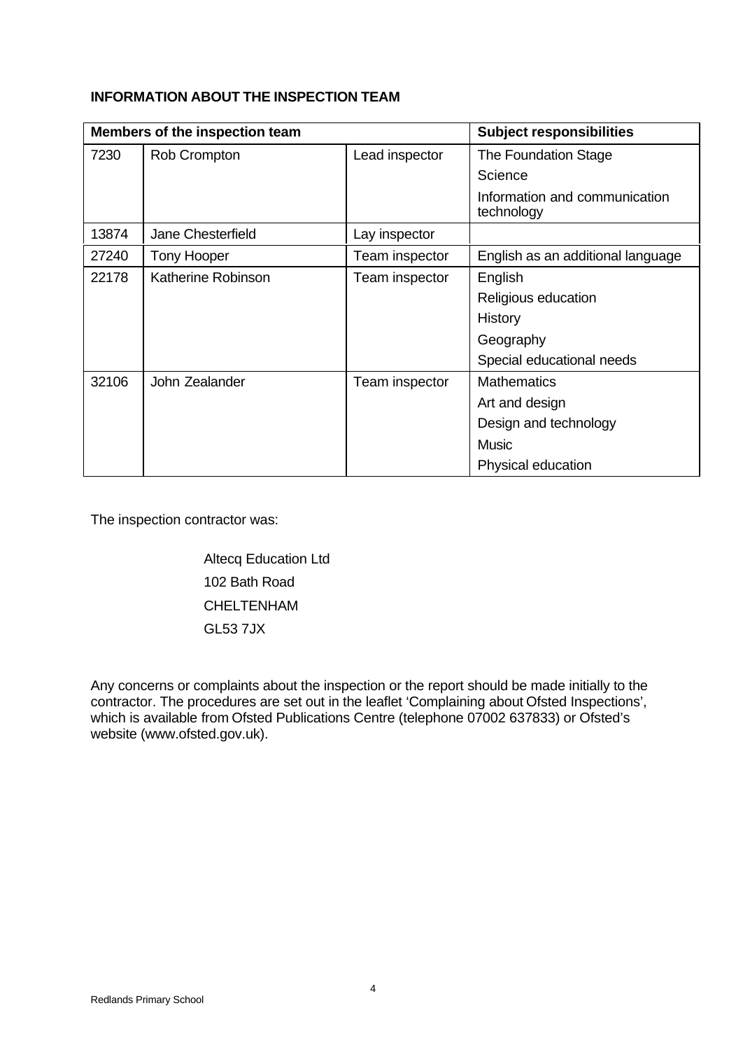**INFORMATION ABOUT THE INSPECTION TEAM**

| Members of the inspection team | | | Subject responsibilities |
|---|---|---|---|
| 7230 | Rob Crompton | Lead inspector | The Foundation Stage<br>Science<br>Information and communication technology |
| 13874 | Jane Chesterfield | Lay inspector | |
| 27240 | Tony Hooper | Team inspector | English as an additional language |
| 22178 | Katherine Robinson | Team inspector | English<br>Religious education<br>History<br>Geography<br>Special educational needs |
| 32106 | John Zealander | Team inspector | Mathematics<br>Art and design<br>Design and technology<br>Music<br>Physical education |

The inspection contractor was:

Altecq Education Ltd
102 Bath Road
CHELTENHAM
GL53 7JX

Any concerns or complaints about the inspection or the report should be made initially to the contractor. The procedures are set out in the leaflet 'Complaining about Ofsted Inspections', which is available from Ofsted Publications Centre (telephone 07002 637833) or Ofsted's website (www.ofsted.gov.uk).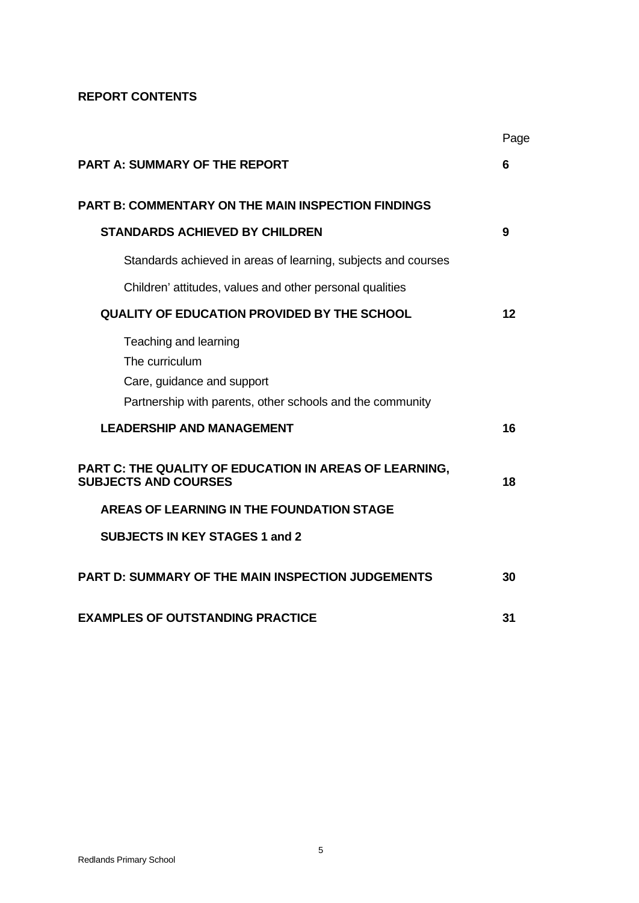**REPORT CONTENTS**

| | Page |
|---|---|
| **PART A: SUMMARY OF THE REPORT** | **6** |
| **PART B: COMMENTARY ON THE MAIN INSPECTION FINDINGS** | |
| **STANDARDS ACHIEVED BY CHILDREN** | **9** |
| Standards achieved in areas of learning, subjects and courses | |
| Children' attitudes, values and other personal qualities | |
| **QUALITY OF EDUCATION PROVIDED BY THE SCHOOL** | **12** |
| Teaching and learning<br>The curriculum<br>Care, guidance and support<br>Partnership with parents, other schools and the community | |
| **LEADERSHIP AND MANAGEMENT** | **16** |
| **PART C: THE QUALITY OF EDUCATION IN AREAS OF LEARNING, SUBJECTS AND COURSES** | **18** |
| **AREAS OF LEARNING IN THE FOUNDATION STAGE** | |
| **SUBJECTS IN KEY STAGES 1 and 2** | |
| **PART D: SUMMARY OF THE MAIN INSPECTION JUDGEMENTS** | **30** |
| **EXAMPLES OF OUTSTANDING PRACTICE** | **31** |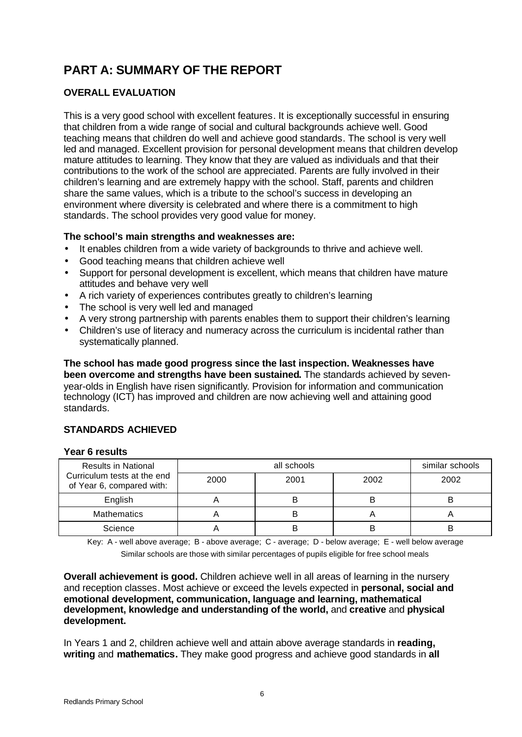# PART A: SUMMARY OF THE REPORT

## OVERALL EVALUATION

This is a very good school with excellent features. It is exceptionally successful in ensuring that children from a wide range of social and cultural backgrounds achieve well. Good teaching means that children do well and achieve good standards. The school is very well led and managed. Excellent provision for personal development means that children develop mature attitudes to learning. They know that they are valued as individuals and that their contributions to the work of the school are appreciated. Parents are fully involved in their children's learning and are extremely happy with the school. Staff, parents and children share the same values, which is a tribute to the school's success in developing an environment where diversity is celebrated and where there is a commitment to high standards. The school provides very good value for money.

**The school's main strengths and weaknesses are:**

- It enables children from a wide variety of backgrounds to thrive and achieve well.
- Good teaching means that children achieve well
- Support for personal development is excellent, which means that children have mature attitudes and behave very well
- A rich variety of experiences contributes greatly to children's learning
- The school is very well led and managed
- A very strong partnership with parents enables them to support their children's learning
- Children's use of literacy and numeracy across the curriculum is incidental rather than systematically planned.

**The school has made good progress since the last inspection. Weaknesses have been overcome and strengths have been sustained.** The standards achieved by seven-year-olds in English have risen significantly. Provision for information and communication technology (ICT) has improved and children are now achieving well and attaining good standards.

## STANDARDS ACHIEVED

**Year 6 results**

| Results in National Curriculum tests at the end of Year 6, compared with: | all schools | | | similar schools |
|---|---|---|---|---|
| | 2000 | 2001 | 2002 | 2002 |
| English | A | B | B | B |
| Mathematics | A | B | A | A |
| Science | A | B | B | B |

Key: A - well above average; B - above average; C - average; D - below average; E - well below average
Similar schools are those with similar percentages of pupils eligible for free school meals

**Overall achievement is good.** Children achieve well in all areas of learning in the nursery and reception classes. Most achieve or exceed the levels expected in **personal, social and emotional development, communication, language and learning, mathematical development, knowledge and understanding of the world,** and **creative** and **physical development.**

In Years 1 and 2, children achieve well and attain above average standards in **reading, writing** and **mathematics.** They make good progress and achieve good standards in **all**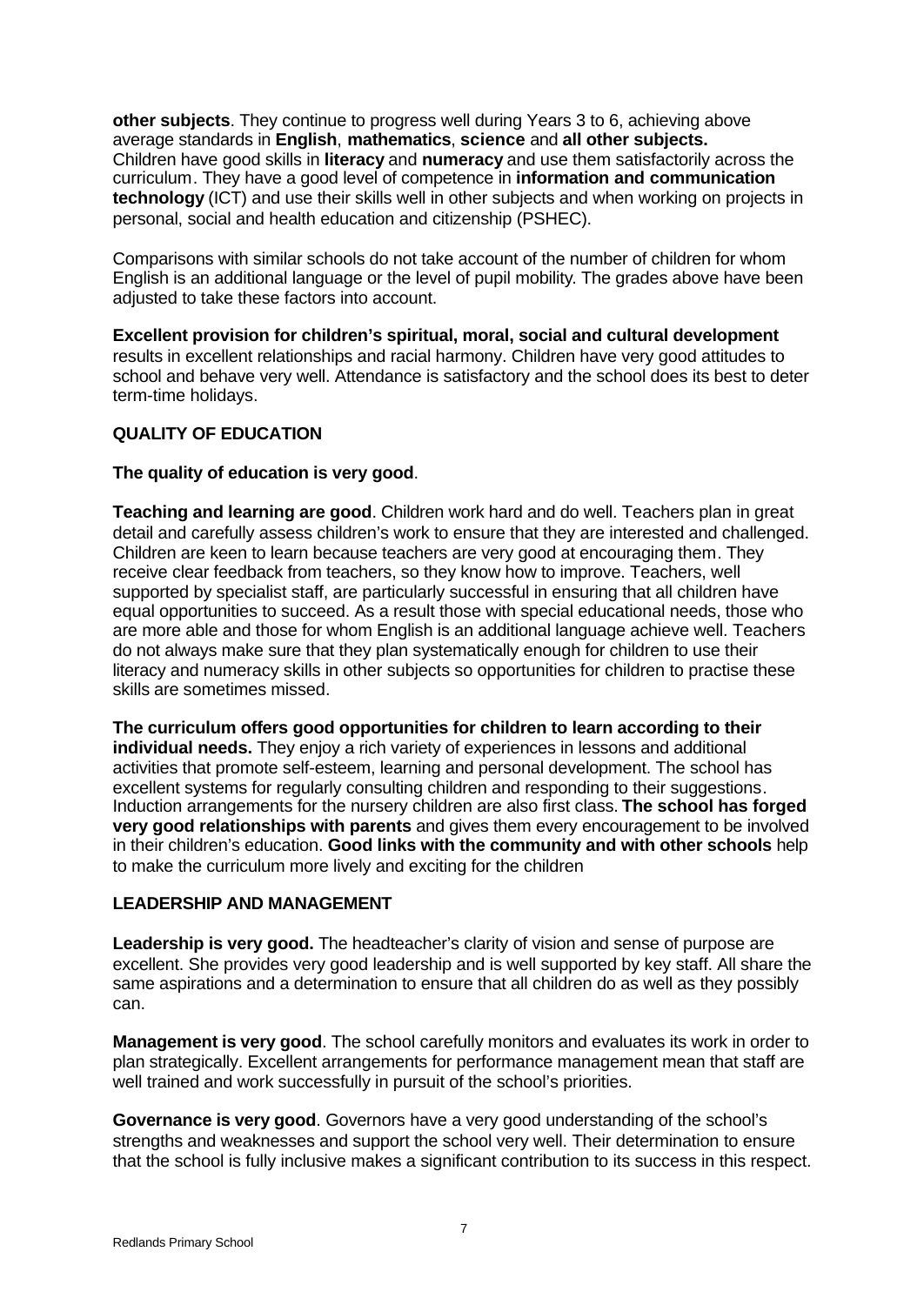**other subjects**. They continue to progress well during Years 3 to 6, achieving above average standards in **English**, **mathematics**, **science** and **all other subjects.** Children have good skills in **literacy** and **numeracy** and use them satisfactorily across the curriculum. They have a good level of competence in **information and communication technology** (ICT) and use their skills well in other subjects and when working on projects in personal, social and health education and citizenship (PSHEC).

Comparisons with similar schools do not take account of the number of children for whom English is an additional language or the level of pupil mobility. The grades above have been adjusted to take these factors into account.

**Excellent provision for children's spiritual, moral, social and cultural development** results in excellent relationships and racial harmony. Children have very good attitudes to school and behave very well. Attendance is satisfactory and the school does its best to deter term-time holidays.

## QUALITY OF EDUCATION

**The quality of education is very good**.

**Teaching and learning are good**. Children work hard and do well. Teachers plan in great detail and carefully assess children's work to ensure that they are interested and challenged. Children are keen to learn because teachers are very good at encouraging them. They receive clear feedback from teachers, so they know how to improve. Teachers, well supported by specialist staff, are particularly successful in ensuring that all children have equal opportunities to succeed. As a result those with special educational needs, those who are more able and those for whom English is an additional language achieve well. Teachers do not always make sure that they plan systematically enough for children to use their literacy and numeracy skills in other subjects so opportunities for children to practise these skills are sometimes missed.

**The curriculum offers good opportunities for children to learn according to their individual needs.** They enjoy a rich variety of experiences in lessons and additional activities that promote self-esteem, learning and personal development. The school has excellent systems for regularly consulting children and responding to their suggestions. Induction arrangements for the nursery children are also first class. **The school has forged very good relationships with parents** and gives them every encouragement to be involved in their children's education. **Good links with the community and with other schools** help to make the curriculum more lively and exciting for the children

## LEADERSHIP AND MANAGEMENT

**Leadership is very good.** The headteacher's clarity of vision and sense of purpose are excellent. She provides very good leadership and is well supported by key staff. All share the same aspirations and a determination to ensure that all children do as well as they possibly can.

**Management is very good**. The school carefully monitors and evaluates its work in order to plan strategically. Excellent arrangements for performance management mean that staff are well trained and work successfully in pursuit of the school's priorities.

**Governance is very good**. Governors have a very good understanding of the school's strengths and weaknesses and support the school very well. Their determination to ensure that the school is fully inclusive makes a significant contribution to its success in this respect.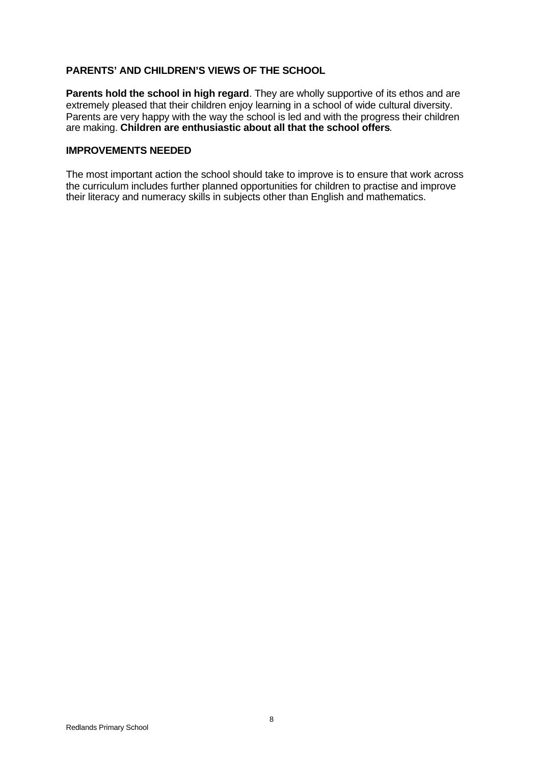## PARENTS' AND CHILDREN'S VIEWS OF THE SCHOOL

**Parents hold the school in high regard**. They are wholly supportive of its ethos and are extremely pleased that their children enjoy learning in a school of wide cultural diversity. Parents are very happy with the way the school is led and with the progress their children are making. **Children are enthusiastic about all that the school offers**.

## IMPROVEMENTS NEEDED

The most important action the school should take to improve is to ensure that work across the curriculum includes further planned opportunities for children to practise and improve their literacy and numeracy skills in subjects other than English and mathematics.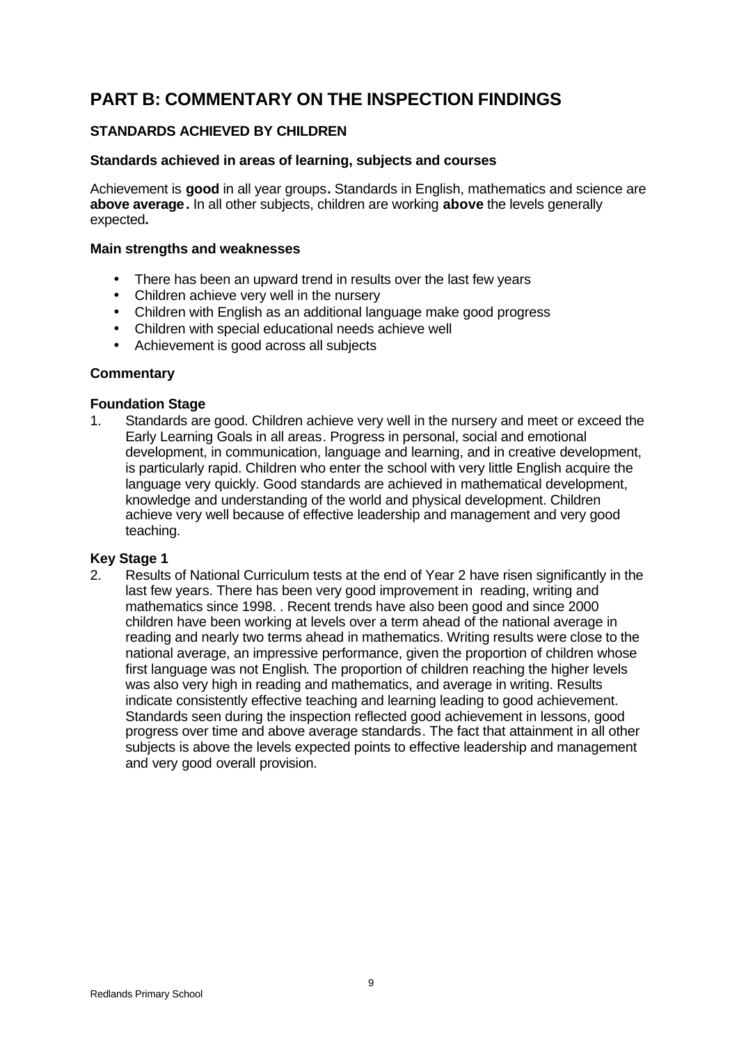# PART B: COMMENTARY ON THE INSPECTION FINDINGS

## STANDARDS ACHIEVED BY CHILDREN

### Standards achieved in areas of learning, subjects and courses

Achievement is **good** in all year groups**.** Standards in English, mathematics and science are **above average.** In all other subjects, children are working **above** the levels generally expected**.**

### Main strengths and weaknesses

- There has been an upward trend in results over the last few years
- Children achieve very well in the nursery
- Children with English as an additional language make good progress
- Children with special educational needs achieve well
- Achievement is good across all subjects

### Commentary

**Foundation Stage**

1. Standards are good. Children achieve very well in the nursery and meet or exceed the Early Learning Goals in all areas. Progress in personal, social and emotional development, in communication, language and learning, and in creative development, is particularly rapid. Children who enter the school with very little English acquire the language very quickly. Good standards are achieved in mathematical development, knowledge and understanding of the world and physical development. Children achieve very well because of effective leadership and management and very good teaching.

**Key Stage 1**

2. Results of National Curriculum tests at the end of Year 2 have risen significantly in the last few years. There has been very good improvement in reading, writing and mathematics since 1998. . Recent trends have also been good and since 2000 children have been working at levels over a term ahead of the national average in reading and nearly two terms ahead in mathematics. Writing results were close to the national average, an impressive performance, given the proportion of children whose first language was not English. The proportion of children reaching the higher levels was also very high in reading and mathematics, and average in writing. Results indicate consistently effective teaching and learning leading to good achievement. Standards seen during the inspection reflected good achievement in lessons, good progress over time and above average standards. The fact that attainment in all other subjects is above the levels expected points to effective leadership and management and very good overall provision.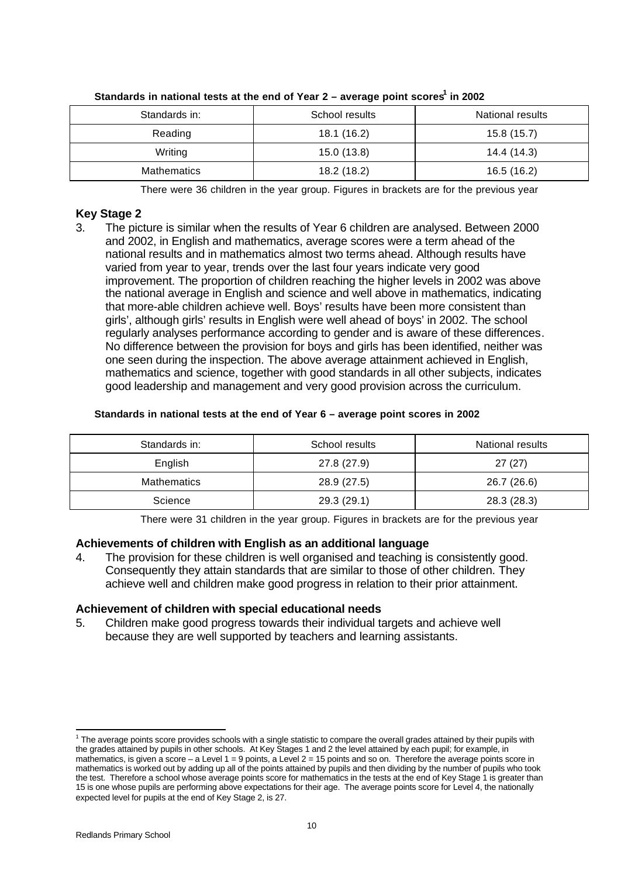**Standards in national tests at the end of Year 2 – average point scores[1] in 2002**

| Standards in: | School results | National results |
|---|---|---|
| Reading | 18.1 (16.2) | 15.8 (15.7) |
| Writing | 15.0 (13.8) | 14.4 (14.3) |
| Mathematics | 18.2 (18.2) | 16.5 (16.2) |

There were 36 children in the year group. Figures in brackets are for the previous year

### Key Stage 2

3. The picture is similar when the results of Year 6 children are analysed. Between 2000 and 2002, in English and mathematics, average scores were a term ahead of the national results and in mathematics almost two terms ahead. Although results have varied from year to year, trends over the last four years indicate very good improvement. The proportion of children reaching the higher levels in 2002 was above the national average in English and science and well above in mathematics, indicating that more-able children achieve well. Boys' results have been more consistent than girls', although girls' results in English were well ahead of boys' in 2002. The school regularly analyses performance according to gender and is aware of these differences. No difference between the provision for boys and girls has been identified, neither was one seen during the inspection. The above average attainment achieved in English, mathematics and science, together with good standards in all other subjects, indicates good leadership and management and very good provision across the curriculum.

**Standards in national tests at the end of Year 6 – average point scores in 2002**

| Standards in: | School results | National results |
|---|---|---|
| English | 27.8 (27.9) | 27 (27) |
| Mathematics | 28.9 (27.5) | 26.7 (26.6) |
| Science | 29.3 (29.1) | 28.3 (28.3) |

There were 31 children in the year group. Figures in brackets are for the previous year

### Achievements of children with English as an additional language

4. The provision for these children is well organised and teaching is consistently good. Consequently they attain standards that are similar to those of other children. They achieve well and children make good progress in relation to their prior attainment.

### Achievement of children with special educational needs

5. Children make good progress towards their individual targets and achieve well because they are well supported by teachers and learning assistants.

---

[1] The average points score provides schools with a single statistic to compare the overall grades attained by their pupils with the grades attained by pupils in other schools. At Key Stages 1 and 2 the level attained by each pupil; for example, in mathematics, is given a score – a Level 1 = 9 points, a Level 2 = 15 points and so on. Therefore the average points score in mathematics is worked out by adding up all of the points attained by pupils and then dividing by the number of pupils who took the test. Therefore a school whose average points score for mathematics in the tests at the end of Key Stage 1 is greater than 15 is one whose pupils are performing above expectations for their age. The average points score for Level 4, the nationally expected level for pupils at the end of Key Stage 2, is 27.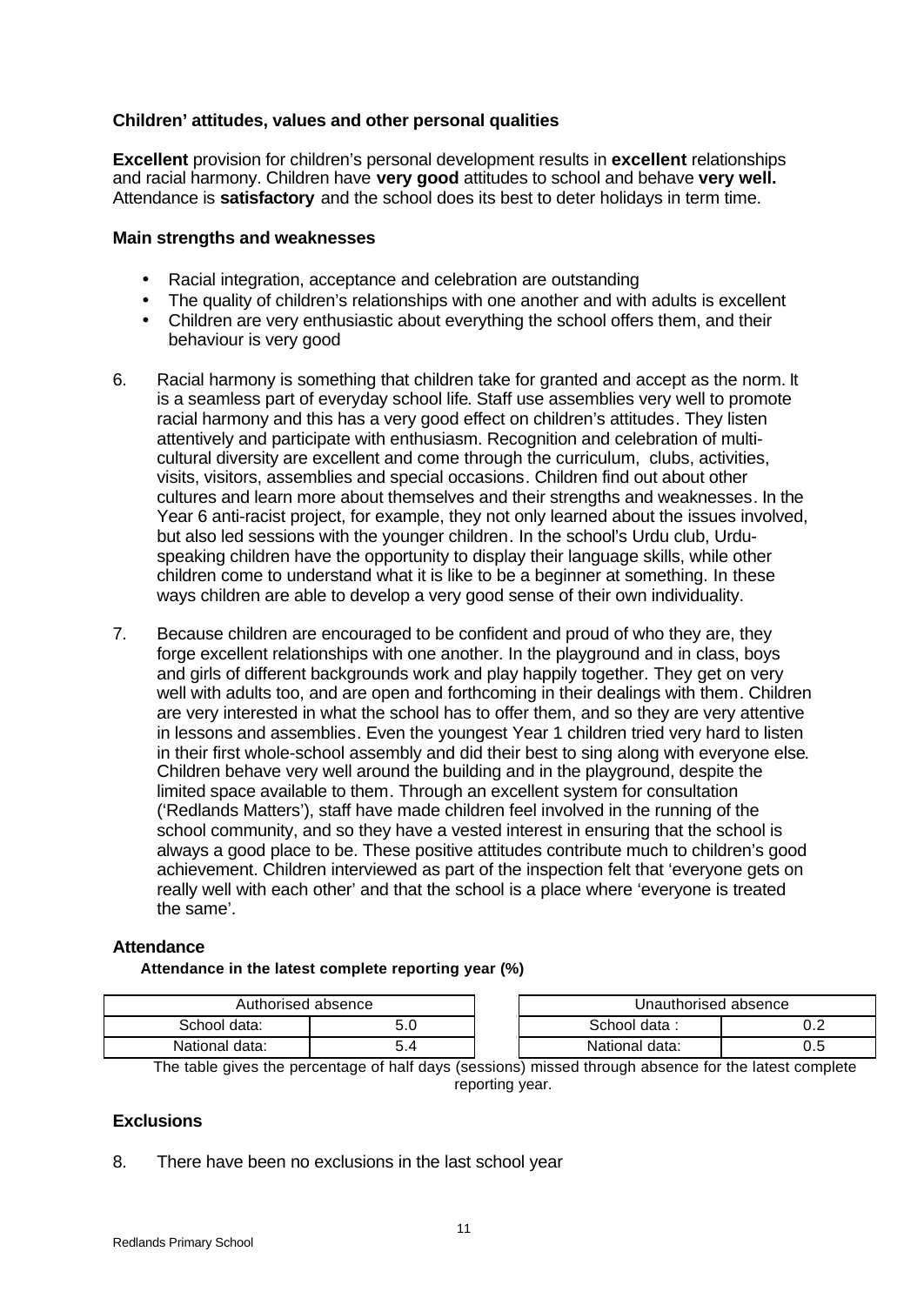### Children' attitudes, values and other personal qualities

**Excellent** provision for children's personal development results in **excellent** relationships and racial harmony. Children have **very good** attitudes to school and behave **very well.** Attendance is **satisfactory** and the school does its best to deter holidays in term time.

#### Main strengths and weaknesses

- Racial integration, acceptance and celebration are outstanding
- The quality of children's relationships with one another and with adults is excellent
- Children are very enthusiastic about everything the school offers them, and their behaviour is very good

6. Racial harmony is something that children take for granted and accept as the norm. It is a seamless part of everyday school life. Staff use assemblies very well to promote racial harmony and this has a very good effect on children's attitudes. They listen attentively and participate with enthusiasm. Recognition and celebration of multi-cultural diversity are excellent and come through the curriculum, clubs, activities, visits, visitors, assemblies and special occasions. Children find out about other cultures and learn more about themselves and their strengths and weaknesses. In the Year 6 anti-racist project, for example, they not only learned about the issues involved, but also led sessions with the younger children. In the school's Urdu club, Urdu-speaking children have the opportunity to display their language skills, while other children come to understand what it is like to be a beginner at something. In these ways children are able to develop a very good sense of their own individuality.

7. Because children are encouraged to be confident and proud of who they are, they forge excellent relationships with one another. In the playground and in class, boys and girls of different backgrounds work and play happily together. They get on very well with adults too, and are open and forthcoming in their dealings with them. Children are very interested in what the school has to offer them, and so they are very attentive in lessons and assemblies. Even the youngest Year 1 children tried very hard to listen in their first whole-school assembly and did their best to sing along with everyone else. Children behave very well around the building and in the playground, despite the limited space available to them. Through an excellent system for consultation ('Redlands Matters'), staff have made children feel involved in the running of the school community, and so they have a vested interest in ensuring that the school is always a good place to be. These positive attitudes contribute much to children's good achievement. Children interviewed as part of the inspection felt that 'everyone gets on really well with each other' and that the school is a place where 'everyone is treated the same'.

### Attendance

**Attendance in the latest complete reporting year (%)**

| Authorised absence | |
|---|---|
| School data: | 5.0 |
| National data: | 5.4 |

| Unauthorised absence | |
|---|---|
| School data : | 0.2 |
| National data: | 0.5 |

The table gives the percentage of half days (sessions) missed through absence for the latest complete reporting year.

### Exclusions

8. There have been no exclusions in the last school year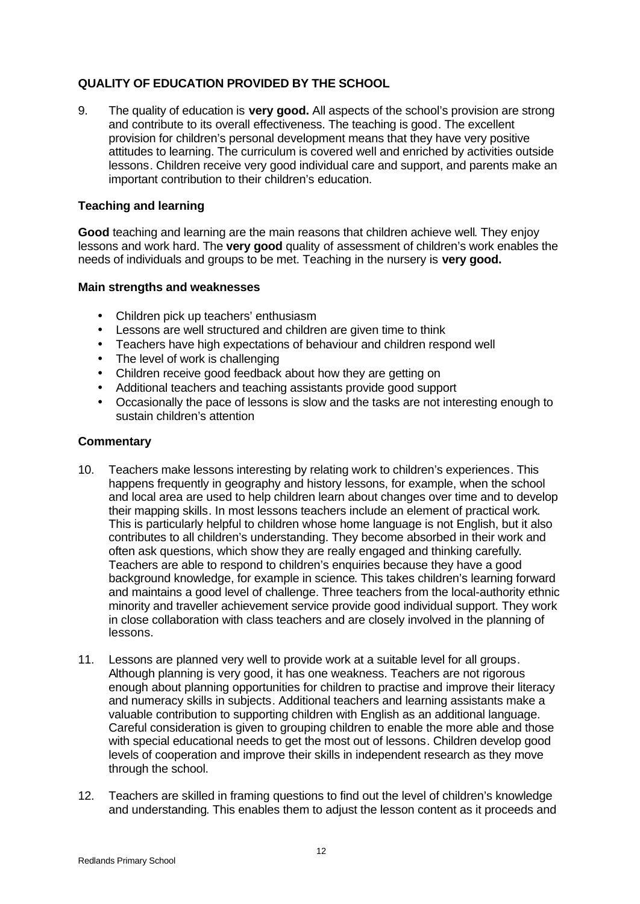## QUALITY OF EDUCATION PROVIDED BY THE SCHOOL

9. The quality of education is **very good.** All aspects of the school's provision are strong and contribute to its overall effectiveness. The teaching is good. The excellent provision for children's personal development means that they have very positive attitudes to learning. The curriculum is covered well and enriched by activities outside lessons. Children receive very good individual care and support, and parents make an important contribution to their children's education.

### Teaching and learning

**Good** teaching and learning are the main reasons that children achieve well. They enjoy lessons and work hard. The **very good** quality of assessment of children's work enables the needs of individuals and groups to be met. Teaching in the nursery is **very good.**

#### Main strengths and weaknesses

- Children pick up teachers' enthusiasm
- Lessons are well structured and children are given time to think
- Teachers have high expectations of behaviour and children respond well
- The level of work is challenging
- Children receive good feedback about how they are getting on
- Additional teachers and teaching assistants provide good support
- Occasionally the pace of lessons is slow and the tasks are not interesting enough to sustain children's attention

#### Commentary

10. Teachers make lessons interesting by relating work to children's experiences. This happens frequently in geography and history lessons, for example, when the school and local area are used to help children learn about changes over time and to develop their mapping skills. In most lessons teachers include an element of practical work. This is particularly helpful to children whose home language is not English, but it also contributes to all children's understanding. They become absorbed in their work and often ask questions, which show they are really engaged and thinking carefully. Teachers are able to respond to children's enquiries because they have a good background knowledge, for example in science. This takes children's learning forward and maintains a good level of challenge. Three teachers from the local-authority ethnic minority and traveller achievement service provide good individual support. They work in close collaboration with class teachers and are closely involved in the planning of lessons.

11. Lessons are planned very well to provide work at a suitable level for all groups. Although planning is very good, it has one weakness. Teachers are not rigorous enough about planning opportunities for children to practise and improve their literacy and numeracy skills in subjects. Additional teachers and learning assistants make a valuable contribution to supporting children with English as an additional language. Careful consideration is given to grouping children to enable the more able and those with special educational needs to get the most out of lessons. Children develop good levels of cooperation and improve their skills in independent research as they move through the school.

12. Teachers are skilled in framing questions to find out the level of children's knowledge and understanding. This enables them to adjust the lesson content as it proceeds and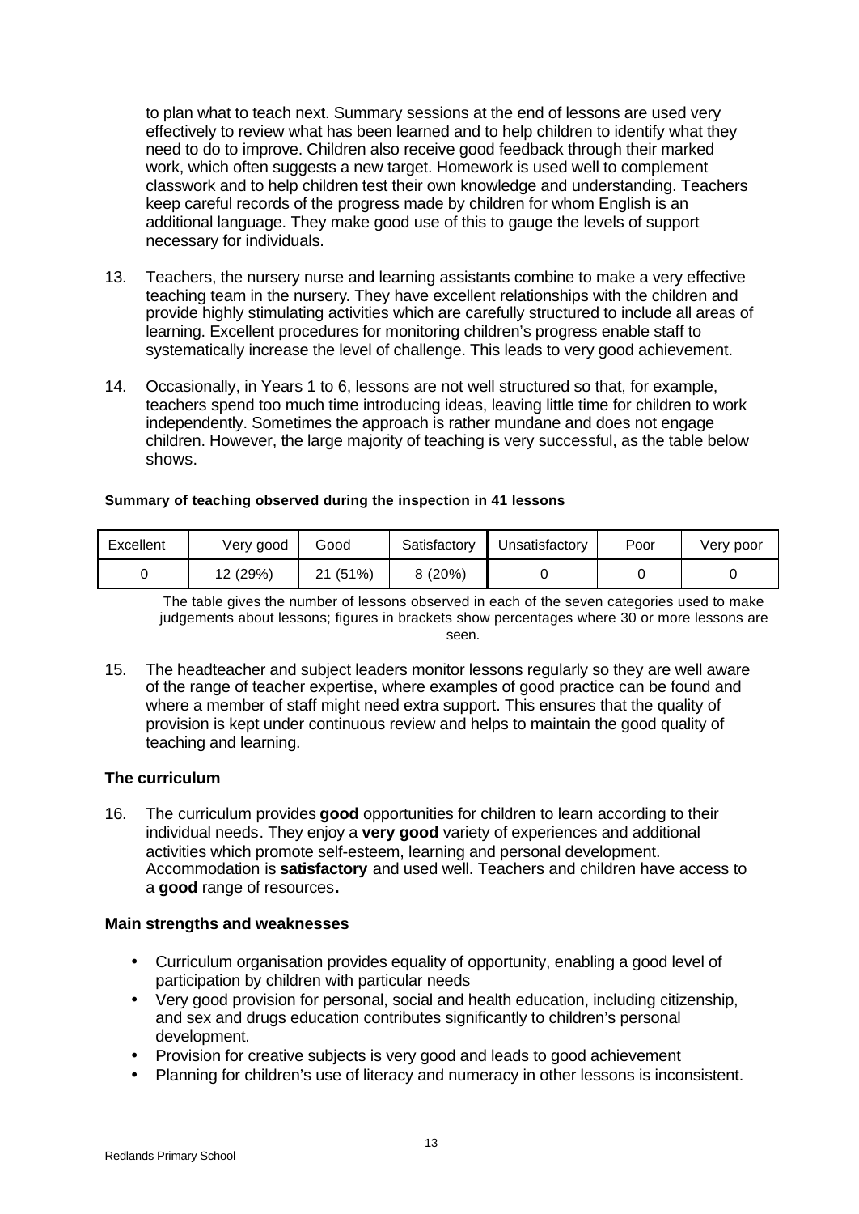to plan what to teach next. Summary sessions at the end of lessons are used very effectively to review what has been learned and to help children to identify what they need to do to improve. Children also receive good feedback through their marked work, which often suggests a new target. Homework is used well to complement classwork and to help children test their own knowledge and understanding. Teachers keep careful records of the progress made by children for whom English is an additional language. They make good use of this to gauge the levels of support necessary for individuals.

13. Teachers, the nursery nurse and learning assistants combine to make a very effective teaching team in the nursery. They have excellent relationships with the children and provide highly stimulating activities which are carefully structured to include all areas of learning. Excellent procedures for monitoring children's progress enable staff to systematically increase the level of challenge. This leads to very good achievement.

14. Occasionally, in Years 1 to 6, lessons are not well structured so that, for example, teachers spend too much time introducing ideas, leaving little time for children to work independently. Sometimes the approach is rather mundane and does not engage children. However, the large majority of teaching is very successful, as the table below shows.

**Summary of teaching observed during the inspection in 41 lessons**

| Excellent | Very good | Good | Satisfactory | Unsatisfactory | Poor | Very poor |
|---|---|---|---|---|---|---|
| 0 | 12 (29%) | 21 (51%) | 8 (20%) | 0 | 0 | 0 |

The table gives the number of lessons observed in each of the seven categories used to make judgements about lessons; figures in brackets show percentages where 30 or more lessons are seen.

15. The headteacher and subject leaders monitor lessons regularly so they are well aware of the range of teacher expertise, where examples of good practice can be found and where a member of staff might need extra support. This ensures that the quality of provision is kept under continuous review and helps to maintain the good quality of teaching and learning.

### The curriculum

16. The curriculum provides **good** opportunities for children to learn according to their individual needs. They enjoy a **very good** variety of experiences and additional activities which promote self-esteem, learning and personal development. Accommodation is **satisfactory** and used well. Teachers and children have access to a **good** range of resources**.**

#### Main strengths and weaknesses

- Curriculum organisation provides equality of opportunity, enabling a good level of participation by children with particular needs
- Very good provision for personal, social and health education, including citizenship, and sex and drugs education contributes significantly to children's personal development.
- Provision for creative subjects is very good and leads to good achievement
- Planning for children's use of literacy and numeracy in other lessons is inconsistent.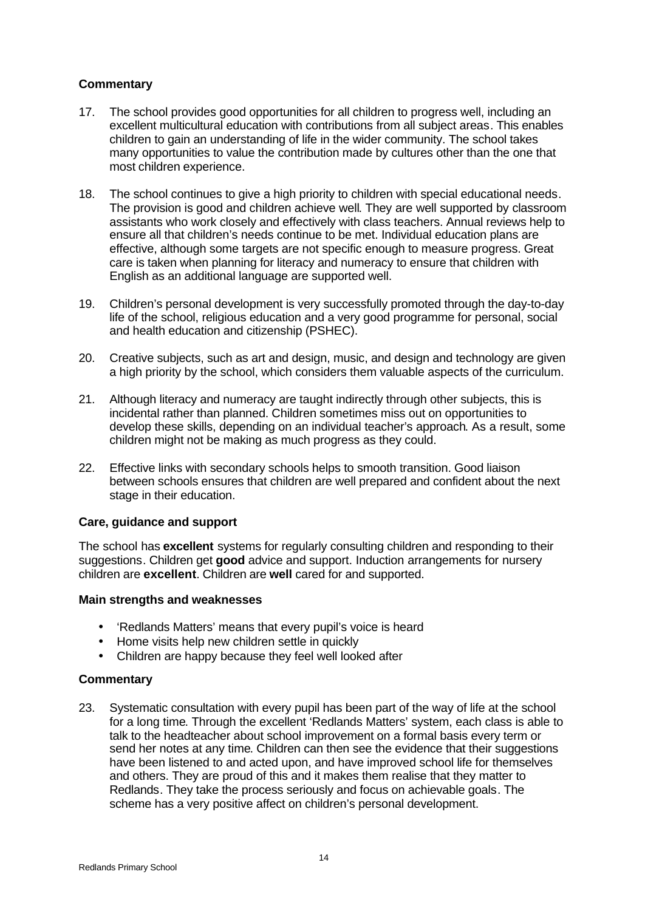### Commentary

17. The school provides good opportunities for all children to progress well, including an excellent multicultural education with contributions from all subject areas. This enables children to gain an understanding of life in the wider community. The school takes many opportunities to value the contribution made by cultures other than the one that most children experience.

18. The school continues to give a high priority to children with special educational needs. The provision is good and children achieve well. They are well supported by classroom assistants who work closely and effectively with class teachers. Annual reviews help to ensure all that children's needs continue to be met. Individual education plans are effective, although some targets are not specific enough to measure progress. Great care is taken when planning for literacy and numeracy to ensure that children with English as an additional language are supported well.

19. Children's personal development is very successfully promoted through the day-to-day life of the school, religious education and a very good programme for personal, social and health education and citizenship (PSHEC).

20. Creative subjects, such as art and design, music, and design and technology are given a high priority by the school, which considers them valuable aspects of the curriculum.

21. Although literacy and numeracy are taught indirectly through other subjects, this is incidental rather than planned. Children sometimes miss out on opportunities to develop these skills, depending on an individual teacher's approach. As a result, some children might not be making as much progress as they could.

22. Effective links with secondary schools helps to smooth transition. Good liaison between schools ensures that children are well prepared and confident about the next stage in their education.

### Care, guidance and support

The school has **excellent** systems for regularly consulting children and responding to their suggestions. Children get **good** advice and support. Induction arrangements for nursery children are **excellent**. Children are **well** cared for and supported.

### Main strengths and weaknesses

- 'Redlands Matters' means that every pupil's voice is heard
- Home visits help new children settle in quickly
- Children are happy because they feel well looked after

### Commentary

23. Systematic consultation with every pupil has been part of the way of life at the school for a long time. Through the excellent 'Redlands Matters' system, each class is able to talk to the headteacher about school improvement on a formal basis every term or send her notes at any time. Children can then see the evidence that their suggestions have been listened to and acted upon, and have improved school life for themselves and others. They are proud of this and it makes them realise that they matter to Redlands. They take the process seriously and focus on achievable goals. The scheme has a very positive affect on children's personal development.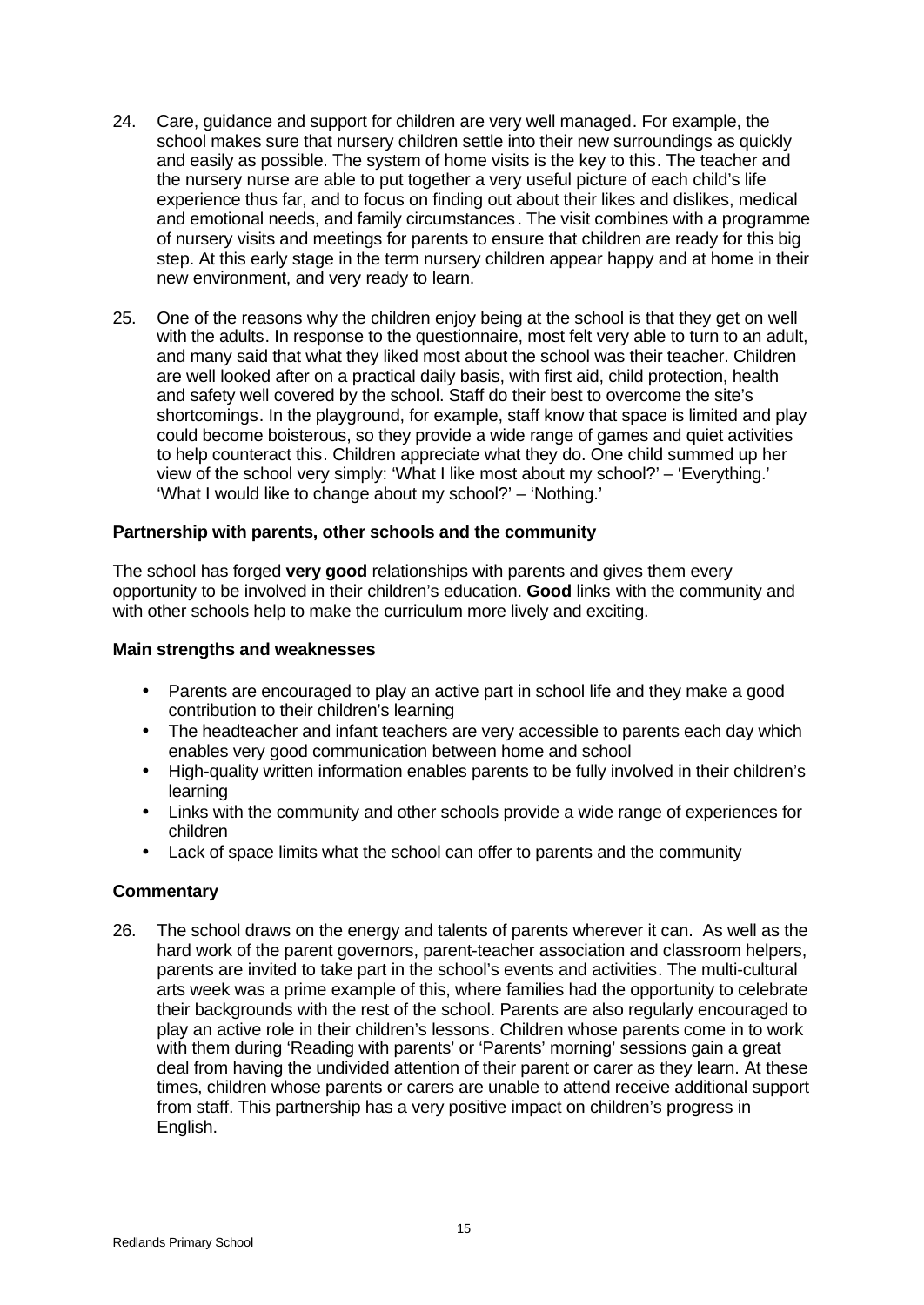24. Care, guidance and support for children are very well managed. For example, the school makes sure that nursery children settle into their new surroundings as quickly and easily as possible. The system of home visits is the key to this. The teacher and the nursery nurse are able to put together a very useful picture of each child's life experience thus far, and to focus on finding out about their likes and dislikes, medical and emotional needs, and family circumstances. The visit combines with a programme of nursery visits and meetings for parents to ensure that children are ready for this big step. At this early stage in the term nursery children appear happy and at home in their new environment, and very ready to learn.

25. One of the reasons why the children enjoy being at the school is that they get on well with the adults. In response to the questionnaire, most felt very able to turn to an adult, and many said that what they liked most about the school was their teacher. Children are well looked after on a practical daily basis, with first aid, child protection, health and safety well covered by the school. Staff do their best to overcome the site's shortcomings. In the playground, for example, staff know that space is limited and play could become boisterous, so they provide a wide range of games and quiet activities to help counteract this. Children appreciate what they do. One child summed up her view of the school very simply: 'What I like most about my school?' – 'Everything.' 'What I would like to change about my school?' – 'Nothing.'

### Partnership with parents, other schools and the community

The school has forged **very good** relationships with parents and gives them every opportunity to be involved in their children's education. **Good** links with the community and with other schools help to make the curriculum more lively and exciting.

### Main strengths and weaknesses

- Parents are encouraged to play an active part in school life and they make a good contribution to their children's learning
- The headteacher and infant teachers are very accessible to parents each day which enables very good communication between home and school
- High-quality written information enables parents to be fully involved in their children's learning
- Links with the community and other schools provide a wide range of experiences for children
- Lack of space limits what the school can offer to parents and the community

### Commentary

26. The school draws on the energy and talents of parents wherever it can. As well as the hard work of the parent governors, parent-teacher association and classroom helpers, parents are invited to take part in the school's events and activities. The multi-cultural arts week was a prime example of this, where families had the opportunity to celebrate their backgrounds with the rest of the school. Parents are also regularly encouraged to play an active role in their children's lessons. Children whose parents come in to work with them during 'Reading with parents' or 'Parents' morning' sessions gain a great deal from having the undivided attention of their parent or carer as they learn. At these times, children whose parents or carers are unable to attend receive additional support from staff. This partnership has a very positive impact on children's progress in English.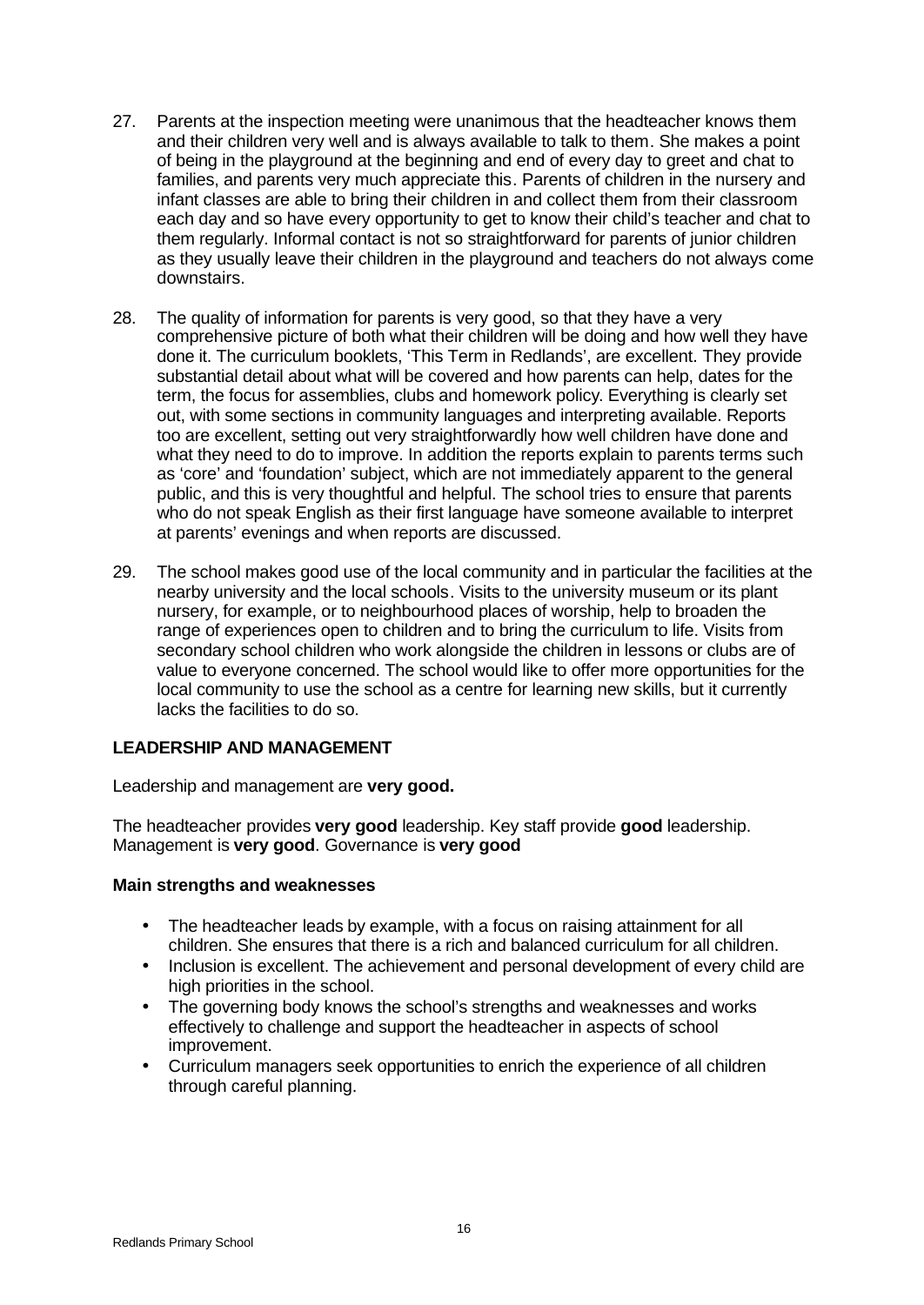27. Parents at the inspection meeting were unanimous that the headteacher knows them and their children very well and is always available to talk to them. She makes a point of being in the playground at the beginning and end of every day to greet and chat to families, and parents very much appreciate this. Parents of children in the nursery and infant classes are able to bring their children in and collect them from their classroom each day and so have every opportunity to get to know their child's teacher and chat to them regularly. Informal contact is not so straightforward for parents of junior children as they usually leave their children in the playground and teachers do not always come downstairs.

28. The quality of information for parents is very good, so that they have a very comprehensive picture of both what their children will be doing and how well they have done it. The curriculum booklets, 'This Term in Redlands', are excellent. They provide substantial detail about what will be covered and how parents can help, dates for the term, the focus for assemblies, clubs and homework policy. Everything is clearly set out, with some sections in community languages and interpreting available. Reports too are excellent, setting out very straightforwardly how well children have done and what they need to do to improve. In addition the reports explain to parents terms such as 'core' and 'foundation' subject, which are not immediately apparent to the general public, and this is very thoughtful and helpful. The school tries to ensure that parents who do not speak English as their first language have someone available to interpret at parents' evenings and when reports are discussed.

29. The school makes good use of the local community and in particular the facilities at the nearby university and the local schools. Visits to the university museum or its plant nursery, for example, or to neighbourhood places of worship, help to broaden the range of experiences open to children and to bring the curriculum to life. Visits from secondary school children who work alongside the children in lessons or clubs are of value to everyone concerned. The school would like to offer more opportunities for the local community to use the school as a centre for learning new skills, but it currently lacks the facilities to do so.

## LEADERSHIP AND MANAGEMENT

Leadership and management are **very good.**

The headteacher provides **very good** leadership. Key staff provide **good** leadership. Management is **very good**. Governance is **very good**

### Main strengths and weaknesses

- The headteacher leads by example, with a focus on raising attainment for all children. She ensures that there is a rich and balanced curriculum for all children.
- Inclusion is excellent. The achievement and personal development of every child are high priorities in the school.
- The governing body knows the school's strengths and weaknesses and works effectively to challenge and support the headteacher in aspects of school improvement.
- Curriculum managers seek opportunities to enrich the experience of all children through careful planning.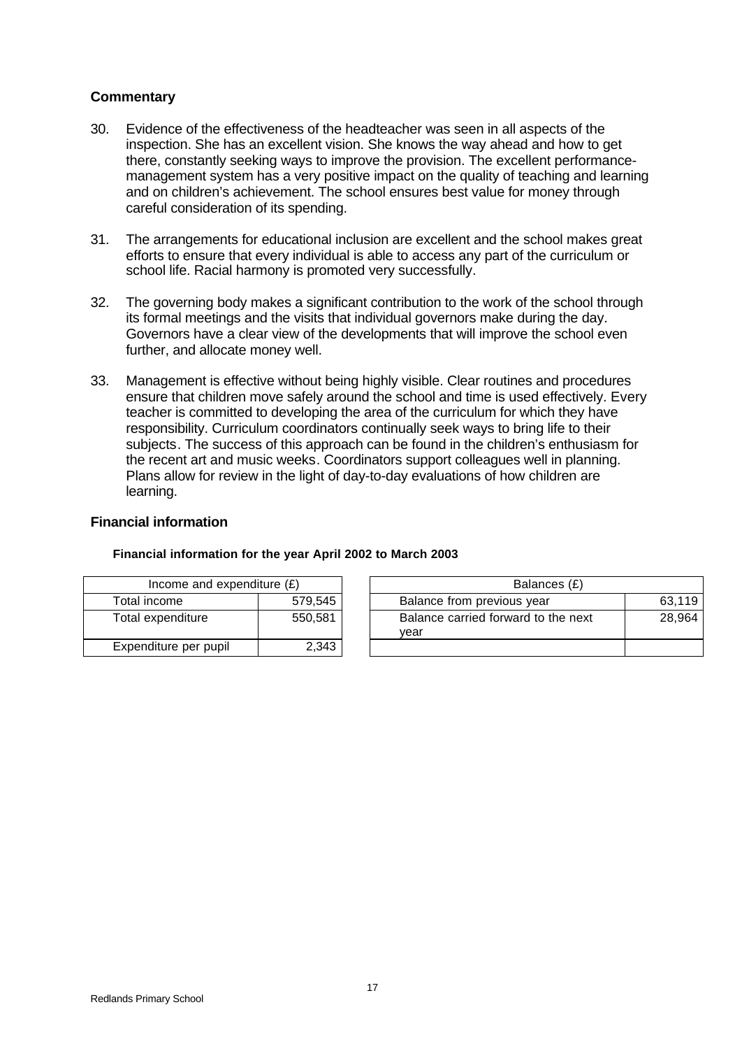## Commentary

30. Evidence of the effectiveness of the headteacher was seen in all aspects of the inspection. She has an excellent vision. She knows the way ahead and how to get there, constantly seeking ways to improve the provision. The excellent performance-management system has a very positive impact on the quality of teaching and learning and on children's achievement. The school ensures best value for money through careful consideration of its spending.

31. The arrangements for educational inclusion are excellent and the school makes great efforts to ensure that every individual is able to access any part of the curriculum or school life. Racial harmony is promoted very successfully.

32. The governing body makes a significant contribution to the work of the school through its formal meetings and the visits that individual governors make during the day. Governors have a clear view of the developments that will improve the school even further, and allocate money well.

33. Management is effective without being highly visible. Clear routines and procedures ensure that children move safely around the school and time is used effectively. Every teacher is committed to developing the area of the curriculum for which they have responsibility. Curriculum coordinators continually seek ways to bring life to their subjects. The success of this approach can be found in the children's enthusiasm for the recent art and music weeks. Coordinators support colleagues well in planning. Plans allow for review in the light of day-to-day evaluations of how children are learning.

## Financial information

**Financial information for the year April 2002 to March 2003**

| Income and expenditure (£) | |
|---|---|
| Total income | 579,545 |
| Total expenditure | 550,581 |
| Expenditure per pupil | 2,343 |

| Balances (£) | |
|---|---|
| Balance from previous year | 63,119 |
| Balance carried forward to the next year | 28,964 |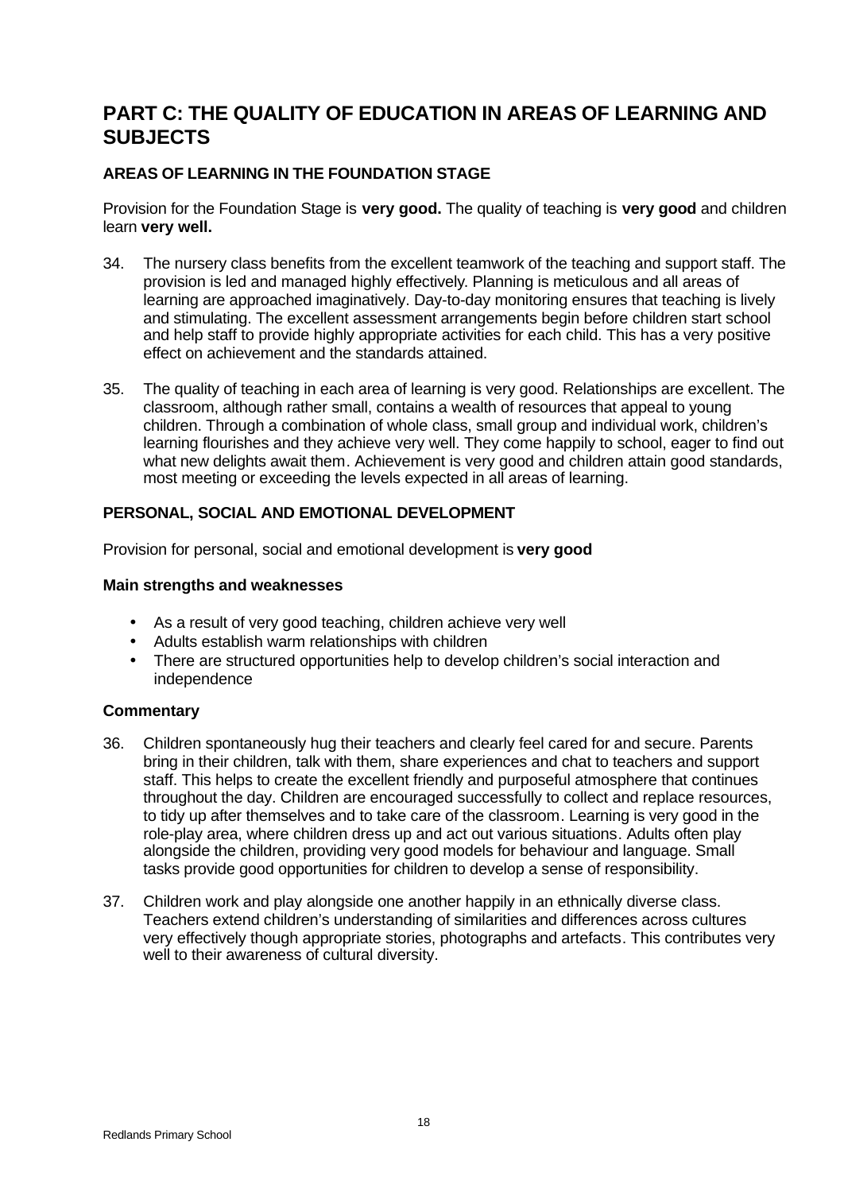# PART C: THE QUALITY OF EDUCATION IN AREAS OF LEARNING AND SUBJECTS

## AREAS OF LEARNING IN THE FOUNDATION STAGE

Provision for the Foundation Stage is **very good.** The quality of teaching is **very good** and children learn **very well.**

34. The nursery class benefits from the excellent teamwork of the teaching and support staff. The provision is led and managed highly effectively. Planning is meticulous and all areas of learning are approached imaginatively. Day-to-day monitoring ensures that teaching is lively and stimulating. The excellent assessment arrangements begin before children start school and help staff to provide highly appropriate activities for each child. This has a very positive effect on achievement and the standards attained.

35. The quality of teaching in each area of learning is very good. Relationships are excellent. The classroom, although rather small, contains a wealth of resources that appeal to young children. Through a combination of whole class, small group and individual work, children's learning flourishes and they achieve very well. They come happily to school, eager to find out what new delights await them. Achievement is very good and children attain good standards, most meeting or exceeding the levels expected in all areas of learning.

### PERSONAL, SOCIAL AND EMOTIONAL DEVELOPMENT

Provision for personal, social and emotional development is **very good**

#### Main strengths and weaknesses

- As a result of very good teaching, children achieve very well
- Adults establish warm relationships with children
- There are structured opportunities help to develop children's social interaction and independence

#### Commentary

36. Children spontaneously hug their teachers and clearly feel cared for and secure. Parents bring in their children, talk with them, share experiences and chat to teachers and support staff. This helps to create the excellent friendly and purposeful atmosphere that continues throughout the day. Children are encouraged successfully to collect and replace resources, to tidy up after themselves and to take care of the classroom. Learning is very good in the role-play area, where children dress up and act out various situations. Adults often play alongside the children, providing very good models for behaviour and language. Small tasks provide good opportunities for children to develop a sense of responsibility.

37. Children work and play alongside one another happily in an ethnically diverse class. Teachers extend children's understanding of similarities and differences across cultures very effectively though appropriate stories, photographs and artefacts. This contributes very well to their awareness of cultural diversity.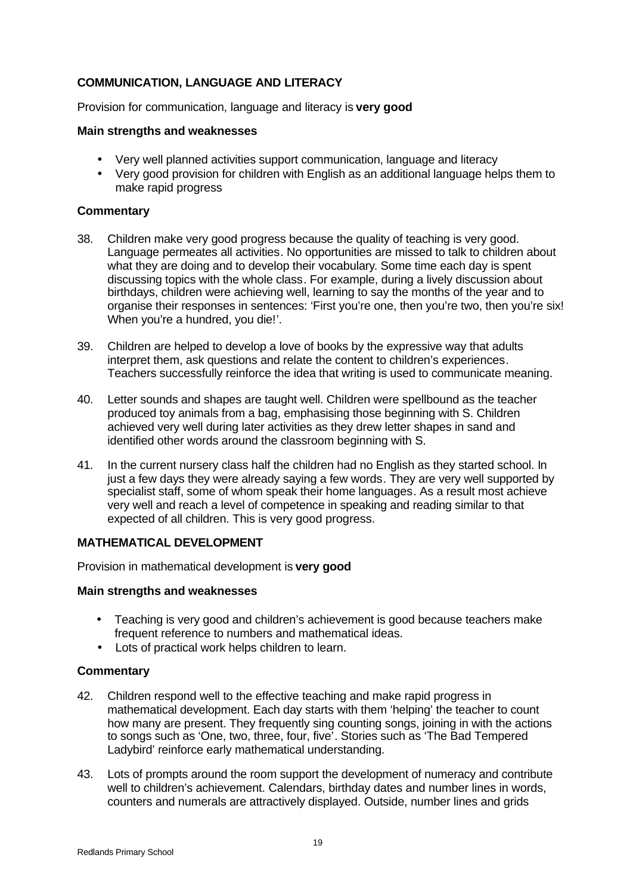### COMMUNICATION, LANGUAGE AND LITERACY

Provision for communication, language and literacy is **very good**

#### Main strengths and weaknesses

- Very well planned activities support communication, language and literacy
- Very good provision for children with English as an additional language helps them to make rapid progress

#### Commentary

38. Children make very good progress because the quality of teaching is very good. Language permeates all activities. No opportunities are missed to talk to children about what they are doing and to develop their vocabulary. Some time each day is spent discussing topics with the whole class. For example, during a lively discussion about birthdays, children were achieving well, learning to say the months of the year and to organise their responses in sentences: 'First you're one, then you're two, then you're six! When you're a hundred, you die!'.

39. Children are helped to develop a love of books by the expressive way that adults interpret them, ask questions and relate the content to children's experiences. Teachers successfully reinforce the idea that writing is used to communicate meaning.

40. Letter sounds and shapes are taught well. Children were spellbound as the teacher produced toy animals from a bag, emphasising those beginning with S. Children achieved very well during later activities as they drew letter shapes in sand and identified other words around the classroom beginning with S.

41. In the current nursery class half the children had no English as they started school. In just a few days they were already saying a few words. They are very well supported by specialist staff, some of whom speak their home languages. As a result most achieve very well and reach a level of competence in speaking and reading similar to that expected of all children. This is very good progress.

### MATHEMATICAL DEVELOPMENT

Provision in mathematical development is **very good**

#### Main strengths and weaknesses

- Teaching is very good and children's achievement is good because teachers make frequent reference to numbers and mathematical ideas.
- Lots of practical work helps children to learn.

#### Commentary

42. Children respond well to the effective teaching and make rapid progress in mathematical development. Each day starts with them 'helping' the teacher to count how many are present. They frequently sing counting songs, joining in with the actions to songs such as 'One, two, three, four, five'. Stories such as 'The Bad Tempered Ladybird' reinforce early mathematical understanding.

43. Lots of prompts around the room support the development of numeracy and contribute well to children's achievement. Calendars, birthday dates and number lines in words, counters and numerals are attractively displayed. Outside, number lines and grids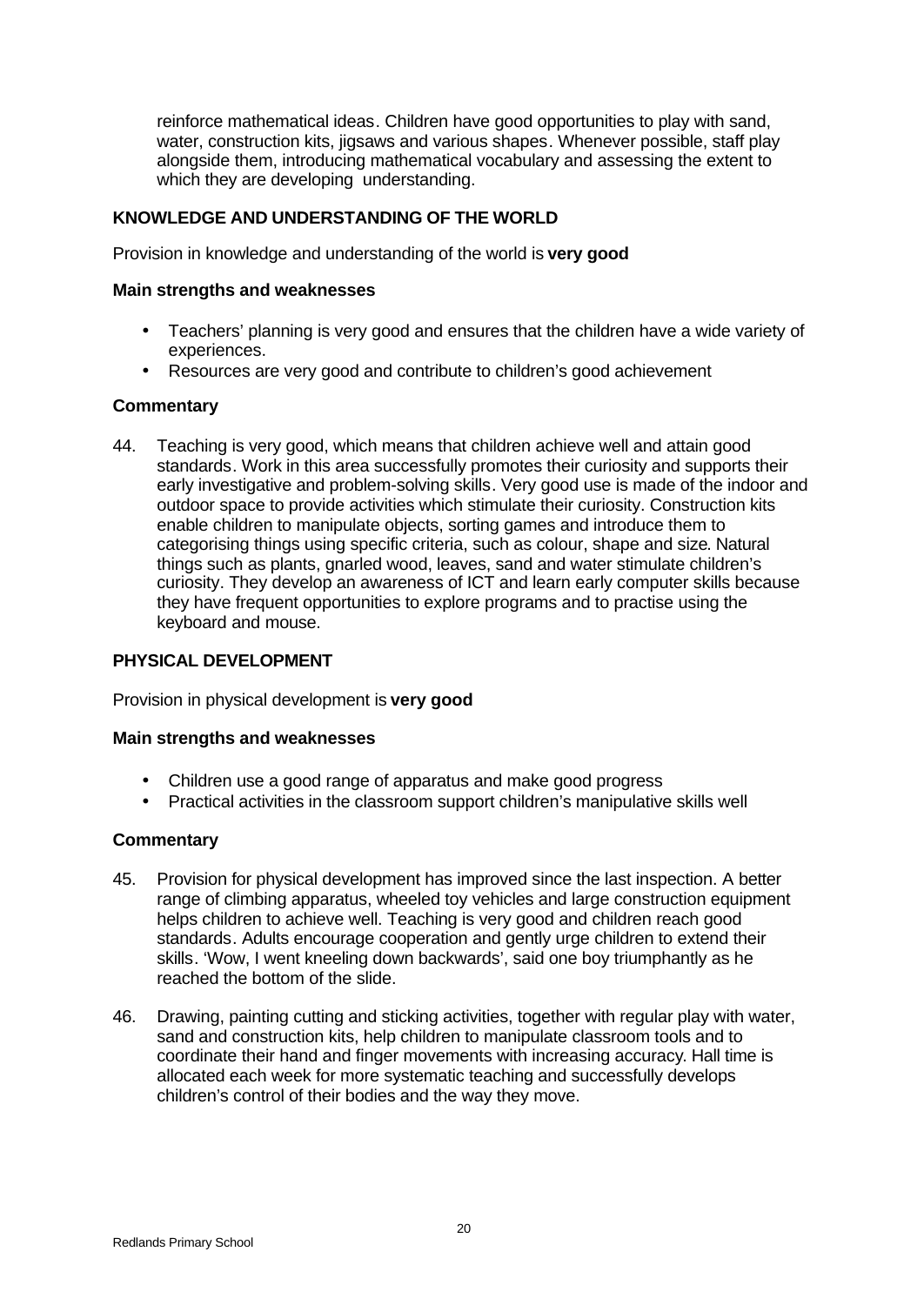reinforce mathematical ideas. Children have good opportunities to play with sand, water, construction kits, jigsaws and various shapes. Whenever possible, staff play alongside them, introducing mathematical vocabulary and assessing the extent to which they are developing understanding.

### KNOWLEDGE AND UNDERSTANDING OF THE WORLD

Provision in knowledge and understanding of the world is **very good**

**Main strengths and weaknesses**

- Teachers' planning is very good and ensures that the children have a wide variety of experiences.
- Resources are very good and contribute to children's good achievement

**Commentary**

44. Teaching is very good, which means that children achieve well and attain good standards. Work in this area successfully promotes their curiosity and supports their early investigative and problem-solving skills. Very good use is made of the indoor and outdoor space to provide activities which stimulate their curiosity. Construction kits enable children to manipulate objects, sorting games and introduce them to categorising things using specific criteria, such as colour, shape and size. Natural things such as plants, gnarled wood, leaves, sand and water stimulate children's curiosity. They develop an awareness of ICT and learn early computer skills because they have frequent opportunities to explore programs and to practise using the keyboard and mouse.

### PHYSICAL DEVELOPMENT

Provision in physical development is **very good**

**Main strengths and weaknesses**

- Children use a good range of apparatus and make good progress
- Practical activities in the classroom support children's manipulative skills well

**Commentary**

45. Provision for physical development has improved since the last inspection. A better range of climbing apparatus, wheeled toy vehicles and large construction equipment helps children to achieve well. Teaching is very good and children reach good standards. Adults encourage cooperation and gently urge children to extend their skills. 'Wow, I went kneeling down backwards', said one boy triumphantly as he reached the bottom of the slide.

46. Drawing, painting cutting and sticking activities, together with regular play with water, sand and construction kits, help children to manipulate classroom tools and to coordinate their hand and finger movements with increasing accuracy. Hall time is allocated each week for more systematic teaching and successfully develops children's control of their bodies and the way they move.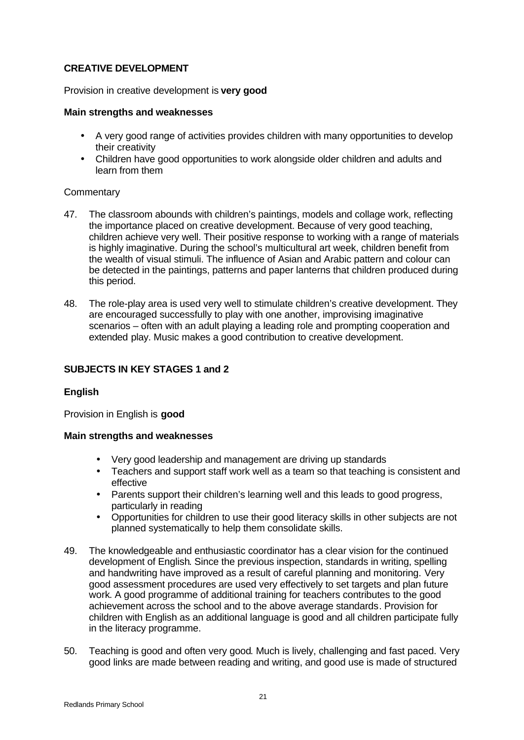## CREATIVE DEVELOPMENT

Provision in creative development is **very good**

**Main strengths and weaknesses**

- A very good range of activities provides children with many opportunities to develop their creativity
- Children have good opportunities to work alongside older children and adults and learn from them

Commentary

47. The classroom abounds with children's paintings, models and collage work, reflecting the importance placed on creative development. Because of very good teaching, children achieve very well. Their positive response to working with a range of materials is highly imaginative. During the school's multicultural art week, children benefit from the wealth of visual stimuli. The influence of Asian and Arabic pattern and colour can be detected in the paintings, patterns and paper lanterns that children produced during this period.

48. The role-play area is used very well to stimulate children's creative development. They are encouraged successfully to play with one another, improvising imaginative scenarios – often with an adult playing a leading role and prompting cooperation and extended play. Music makes a good contribution to creative development.

## SUBJECTS IN KEY STAGES 1 and 2

### English

Provision in English is **good**

**Main strengths and weaknesses**

- Very good leadership and management are driving up standards
- Teachers and support staff work well as a team so that teaching is consistent and effective
- Parents support their children's learning well and this leads to good progress, particularly in reading
- Opportunities for children to use their good literacy skills in other subjects are not planned systematically to help them consolidate skills.

49. The knowledgeable and enthusiastic coordinator has a clear vision for the continued development of English. Since the previous inspection, standards in writing, spelling and handwriting have improved as a result of careful planning and monitoring. Very good assessment procedures are used very effectively to set targets and plan future work. A good programme of additional training for teachers contributes to the good achievement across the school and to the above average standards. Provision for children with English as an additional language is good and all children participate fully in the literacy programme.

50. Teaching is good and often very good. Much is lively, challenging and fast paced. Very good links are made between reading and writing, and good use is made of structured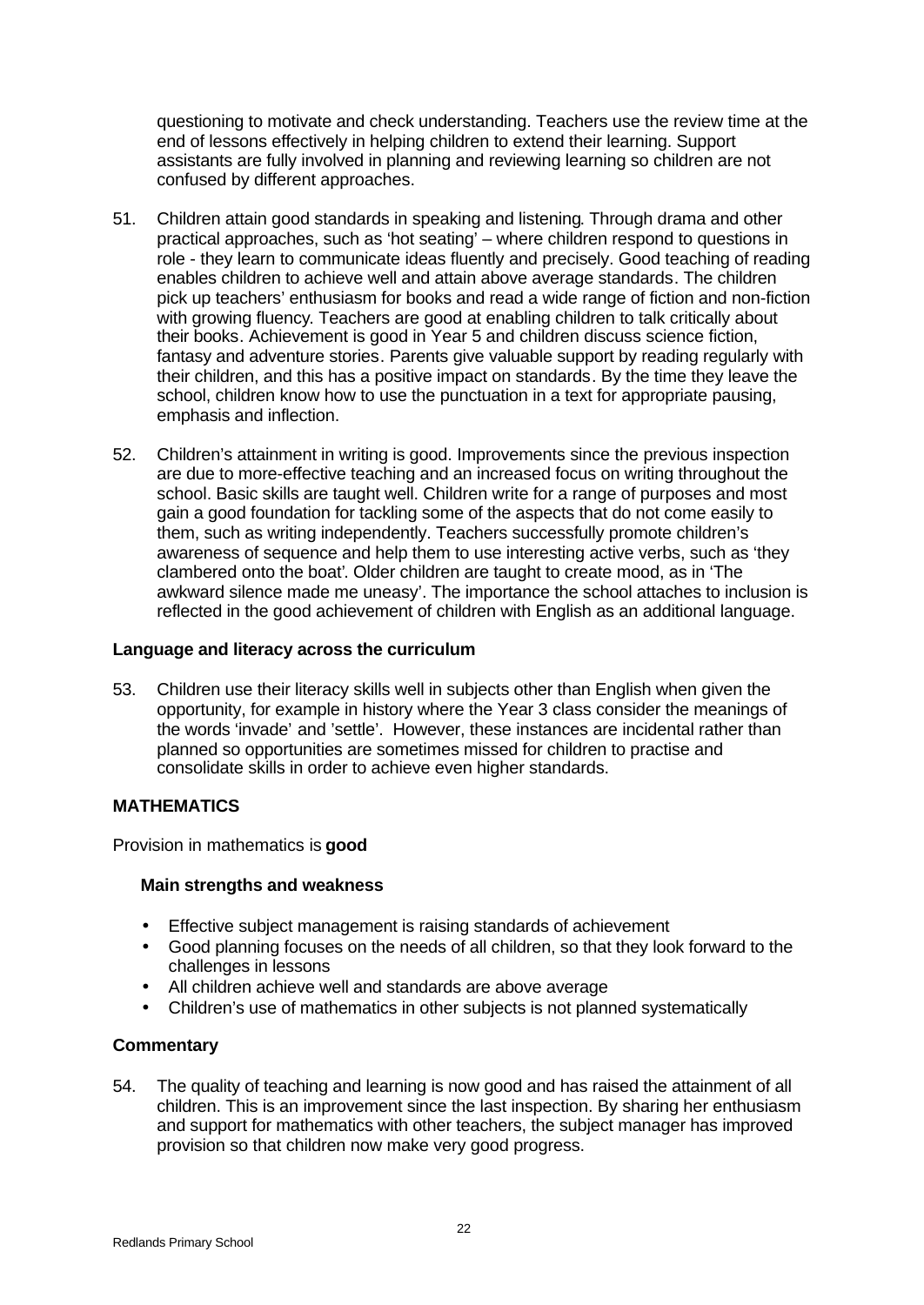questioning to motivate and check understanding. Teachers use the review time at the end of lessons effectively in helping children to extend their learning. Support assistants are fully involved in planning and reviewing learning so children are not confused by different approaches.

51. Children attain good standards in speaking and listening. Through drama and other practical approaches, such as 'hot seating' – where children respond to questions in role - they learn to communicate ideas fluently and precisely. Good teaching of reading enables children to achieve well and attain above average standards. The children pick up teachers' enthusiasm for books and read a wide range of fiction and non-fiction with growing fluency. Teachers are good at enabling children to talk critically about their books. Achievement is good in Year 5 and children discuss science fiction, fantasy and adventure stories. Parents give valuable support by reading regularly with their children, and this has a positive impact on standards. By the time they leave the school, children know how to use the punctuation in a text for appropriate pausing, emphasis and inflection.

52. Children's attainment in writing is good. Improvements since the previous inspection are due to more-effective teaching and an increased focus on writing throughout the school. Basic skills are taught well. Children write for a range of purposes and most gain a good foundation for tackling some of the aspects that do not come easily to them, such as writing independently. Teachers successfully promote children's awareness of sequence and help them to use interesting active verbs, such as 'they clambered onto the boat'. Older children are taught to create mood, as in 'The awkward silence made me uneasy'. The importance the school attaches to inclusion is reflected in the good achievement of children with English as an additional language.

**Language and literacy across the curriculum**

53. Children use their literacy skills well in subjects other than English when given the opportunity, for example in history where the Year 3 class consider the meanings of the words 'invade' and 'settle'. However, these instances are incidental rather than planned so opportunities are sometimes missed for children to practise and consolidate skills in order to achieve even higher standards.

## MATHEMATICS

Provision in mathematics is **good**

**Main strengths and weakness**

- Effective subject management is raising standards of achievement
- Good planning focuses on the needs of all children, so that they look forward to the challenges in lessons
- All children achieve well and standards are above average
- Children's use of mathematics in other subjects is not planned systematically

**Commentary**

54. The quality of teaching and learning is now good and has raised the attainment of all children. This is an improvement since the last inspection. By sharing her enthusiasm and support for mathematics with other teachers, the subject manager has improved provision so that children now make very good progress.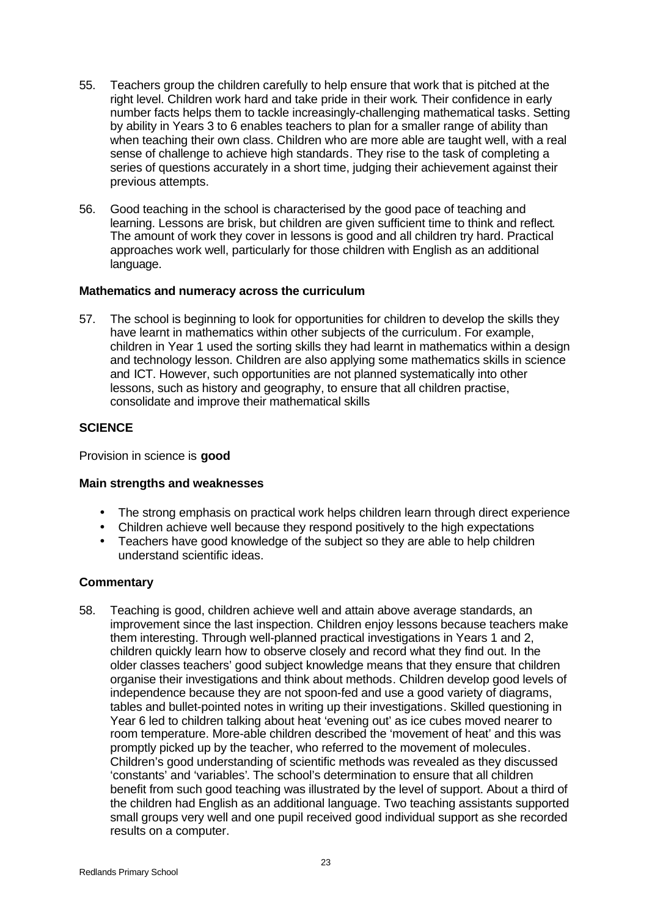55. Teachers group the children carefully to help ensure that work that is pitched at the right level. Children work hard and take pride in their work. Their confidence in early number facts helps them to tackle increasingly-challenging mathematical tasks. Setting by ability in Years 3 to 6 enables teachers to plan for a smaller range of ability than when teaching their own class. Children who are more able are taught well, with a real sense of challenge to achieve high standards. They rise to the task of completing a series of questions accurately in a short time, judging their achievement against their previous attempts.

56. Good teaching in the school is characterised by the good pace of teaching and learning. Lessons are brisk, but children are given sufficient time to think and reflect. The amount of work they cover in lessons is good and all children try hard. Practical approaches work well, particularly for those children with English as an additional language.

**Mathematics and numeracy across the curriculum**

57. The school is beginning to look for opportunities for children to develop the skills they have learnt in mathematics within other subjects of the curriculum. For example, children in Year 1 used the sorting skills they had learnt in mathematics within a design and technology lesson. Children are also applying some mathematics skills in science and ICT. However, such opportunities are not planned systematically into other lessons, such as history and geography, to ensure that all children practise, consolidate and improve their mathematical skills

## SCIENCE

Provision in science is **good**

**Main strengths and weaknesses**

- The strong emphasis on practical work helps children learn through direct experience
- Children achieve well because they respond positively to the high expectations
- Teachers have good knowledge of the subject so they are able to help children understand scientific ideas.

**Commentary**

58. Teaching is good, children achieve well and attain above average standards, an improvement since the last inspection. Children enjoy lessons because teachers make them interesting. Through well-planned practical investigations in Years 1 and 2, children quickly learn how to observe closely and record what they find out. In the older classes teachers' good subject knowledge means that they ensure that children organise their investigations and think about methods. Children develop good levels of independence because they are not spoon-fed and use a good variety of diagrams, tables and bullet-pointed notes in writing up their investigations. Skilled questioning in Year 6 led to children talking about heat 'evening out' as ice cubes moved nearer to room temperature. More-able children described the 'movement of heat' and this was promptly picked up by the teacher, who referred to the movement of molecules. Children's good understanding of scientific methods was revealed as they discussed 'constants' and 'variables'. The school's determination to ensure that all children benefit from such good teaching was illustrated by the level of support. About a third of the children had English as an additional language. Two teaching assistants supported small groups very well and one pupil received good individual support as she recorded results on a computer.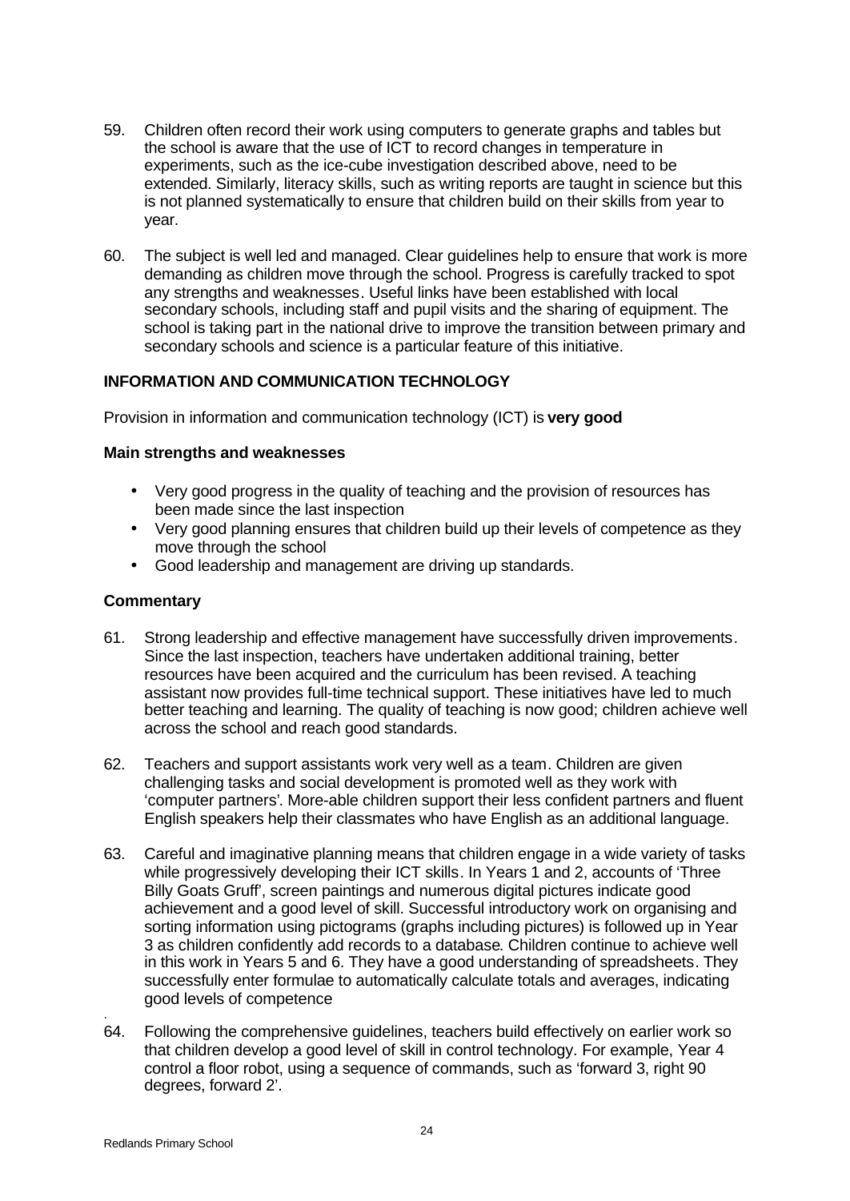59. Children often record their work using computers to generate graphs and tables but the school is aware that the use of ICT to record changes in temperature in experiments, such as the ice-cube investigation described above, need to be extended. Similarly, literacy skills, such as writing reports are taught in science but this is not planned systematically to ensure that children build on their skills from year to year.

60. The subject is well led and managed. Clear guidelines help to ensure that work is more demanding as children move through the school. Progress is carefully tracked to spot any strengths and weaknesses. Useful links have been established with local secondary schools, including staff and pupil visits and the sharing of equipment. The school is taking part in the national drive to improve the transition between primary and secondary schools and science is a particular feature of this initiative.

## INFORMATION AND COMMUNICATION TECHNOLOGY

Provision in information and communication technology (ICT) is **very good**

### Main strengths and weaknesses

- Very good progress in the quality of teaching and the provision of resources has been made since the last inspection
- Very good planning ensures that children build up their levels of competence as they move through the school
- Good leadership and management are driving up standards.

### Commentary

61. Strong leadership and effective management have successfully driven improvements. Since the last inspection, teachers have undertaken additional training, better resources have been acquired and the curriculum has been revised. A teaching assistant now provides full-time technical support. These initiatives have led to much better teaching and learning. The quality of teaching is now good; children achieve well across the school and reach good standards.

62. Teachers and support assistants work very well as a team. Children are given challenging tasks and social development is promoted well as they work with 'computer partners'. More-able children support their less confident partners and fluent English speakers help their classmates who have English as an additional language.

63. Careful and imaginative planning means that children engage in a wide variety of tasks while progressively developing their ICT skills. In Years 1 and 2, accounts of 'Three Billy Goats Gruff', screen paintings and numerous digital pictures indicate good achievement and a good level of skill. Successful introductory work on organising and sorting information using pictograms (graphs including pictures) is followed up in Year 3 as children confidently add records to a database. Children continue to achieve well in this work in Years 5 and 6. They have a good understanding of spreadsheets. They successfully enter formulae to automatically calculate totals and averages, indicating good levels of competence

64. Following the comprehensive guidelines, teachers build effectively on earlier work so that children develop a good level of skill in control technology. For example, Year 4 control a floor robot, using a sequence of commands, such as 'forward 3, right 90 degrees, forward 2'.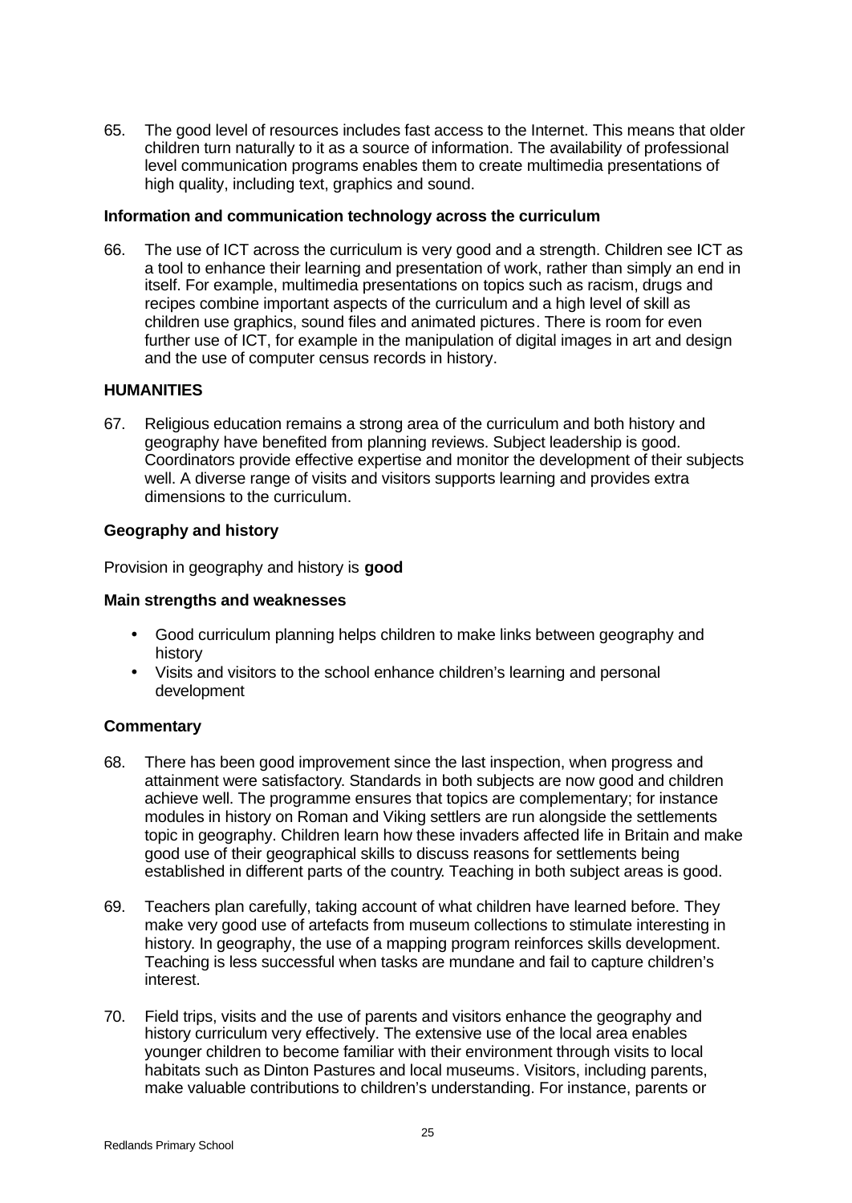65. The good level of resources includes fast access to the Internet. This means that older children turn naturally to it as a source of information. The availability of professional level communication programs enables them to create multimedia presentations of high quality, including text, graphics and sound.

**Information and communication technology across the curriculum**

66. The use of ICT across the curriculum is very good and a strength. Children see ICT as a tool to enhance their learning and presentation of work, rather than simply an end in itself. For example, multimedia presentations on topics such as racism, drugs and recipes combine important aspects of the curriculum and a high level of skill as children use graphics, sound files and animated pictures. There is room for even further use of ICT, for example in the manipulation of digital images in art and design and the use of computer census records in history.

**HUMANITIES**

67. Religious education remains a strong area of the curriculum and both history and geography have benefited from planning reviews. Subject leadership is good. Coordinators provide effective expertise and monitor the development of their subjects well. A diverse range of visits and visitors supports learning and provides extra dimensions to the curriculum.

**Geography and history**

Provision in geography and history is **good**

**Main strengths and weaknesses**

- Good curriculum planning helps children to make links between geography and history
- Visits and visitors to the school enhance children's learning and personal development

**Commentary**

68. There has been good improvement since the last inspection, when progress and attainment were satisfactory. Standards in both subjects are now good and children achieve well. The programme ensures that topics are complementary; for instance modules in history on Roman and Viking settlers are run alongside the settlements topic in geography. Children learn how these invaders affected life in Britain and make good use of their geographical skills to discuss reasons for settlements being established in different parts of the country. Teaching in both subject areas is good.

69. Teachers plan carefully, taking account of what children have learned before. They make very good use of artefacts from museum collections to stimulate interesting in history. In geography, the use of a mapping program reinforces skills development. Teaching is less successful when tasks are mundane and fail to capture children's interest.

70. Field trips, visits and the use of parents and visitors enhance the geography and history curriculum very effectively. The extensive use of the local area enables younger children to become familiar with their environment through visits to local habitats such as Dinton Pastures and local museums. Visitors, including parents, make valuable contributions to children's understanding. For instance, parents or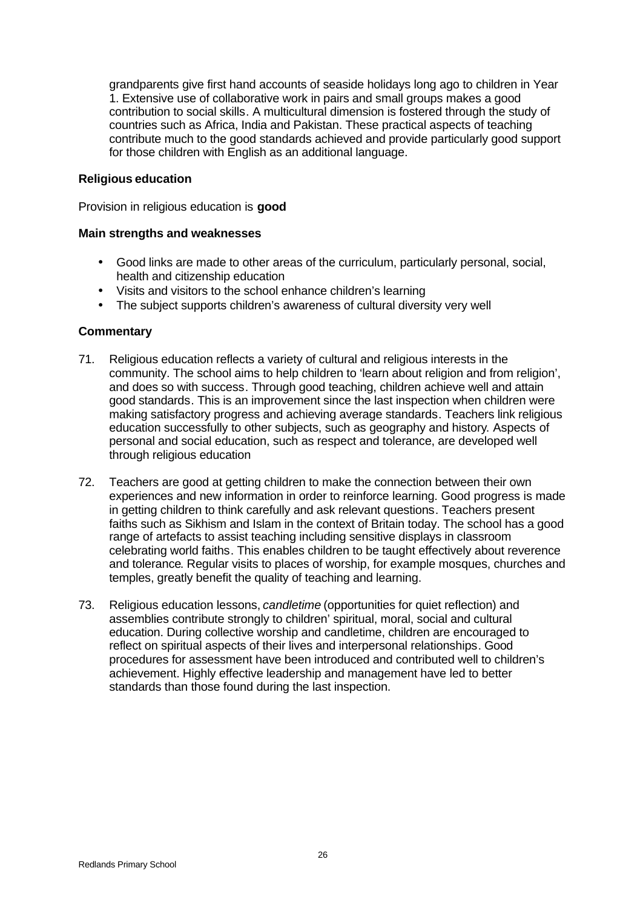grandparents give first hand accounts of seaside holidays long ago to children in Year 1. Extensive use of collaborative work in pairs and small groups makes a good contribution to social skills. A multicultural dimension is fostered through the study of countries such as Africa, India and Pakistan. These practical aspects of teaching contribute much to the good standards achieved and provide particularly good support for those children with English as an additional language.

### Religious education

Provision in religious education is **good**

#### Main strengths and weaknesses

- Good links are made to other areas of the curriculum, particularly personal, social, health and citizenship education
- Visits and visitors to the school enhance children's learning
- The subject supports children's awareness of cultural diversity very well

#### Commentary

71. Religious education reflects a variety of cultural and religious interests in the community. The school aims to help children to 'learn about religion and from religion', and does so with success. Through good teaching, children achieve well and attain good standards. This is an improvement since the last inspection when children were making satisfactory progress and achieving average standards. Teachers link religious education successfully to other subjects, such as geography and history. Aspects of personal and social education, such as respect and tolerance, are developed well through religious education

72. Teachers are good at getting children to make the connection between their own experiences and new information in order to reinforce learning. Good progress is made in getting children to think carefully and ask relevant questions. Teachers present faiths such as Sikhism and Islam in the context of Britain today. The school has a good range of artefacts to assist teaching including sensitive displays in classroom celebrating world faiths. This enables children to be taught effectively about reverence and tolerance. Regular visits to places of worship, for example mosques, churches and temples, greatly benefit the quality of teaching and learning.

73. Religious education lessons, *candletime* (opportunities for quiet reflection) and assemblies contribute strongly to children' spiritual, moral, social and cultural education. During collective worship and candletime, children are encouraged to reflect on spiritual aspects of their lives and interpersonal relationships. Good procedures for assessment have been introduced and contributed well to children's achievement. Highly effective leadership and management have led to better standards than those found during the last inspection.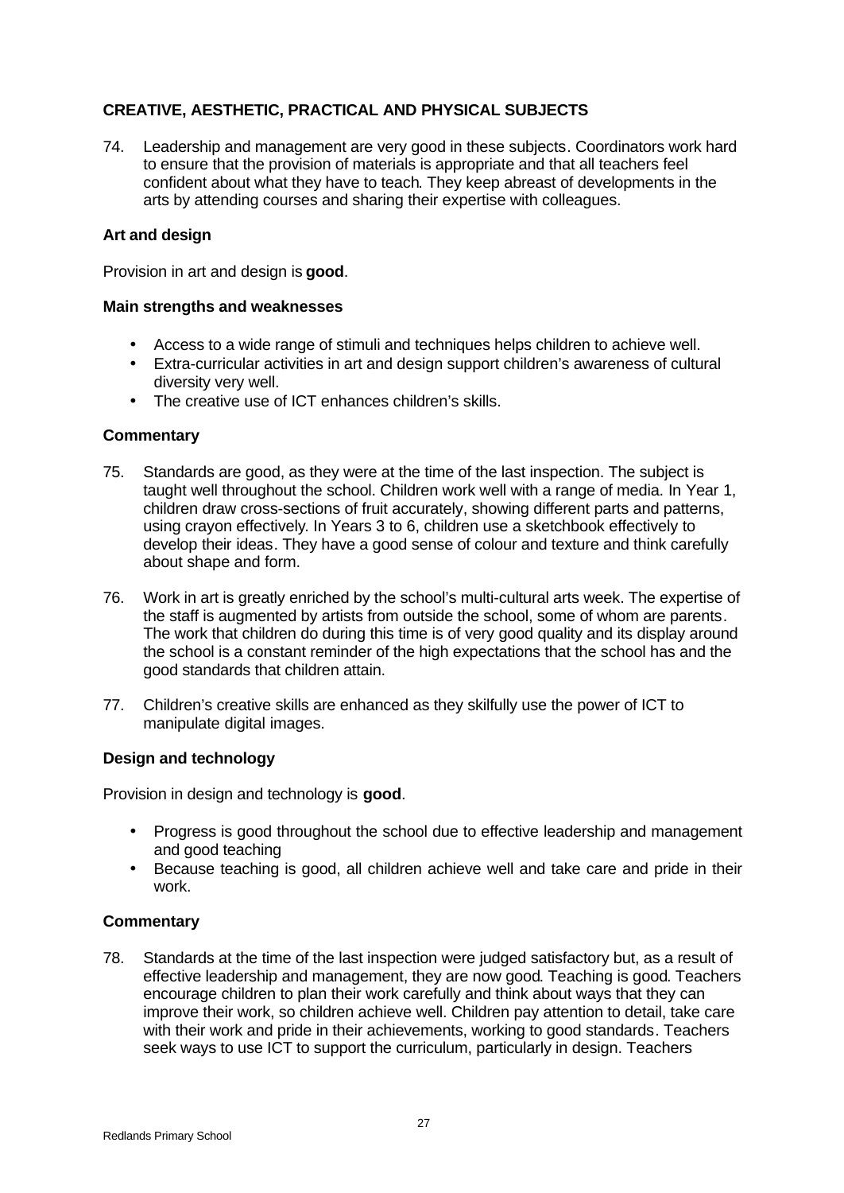## CREATIVE, AESTHETIC, PRACTICAL AND PHYSICAL SUBJECTS

74. Leadership and management are very good in these subjects. Coordinators work hard to ensure that the provision of materials is appropriate and that all teachers feel confident about what they have to teach. They keep abreast of developments in the arts by attending courses and sharing their expertise with colleagues.

### Art and design

Provision in art and design is **good**.

**Main strengths and weaknesses**

- Access to a wide range of stimuli and techniques helps children to achieve well.
- Extra-curricular activities in art and design support children's awareness of cultural diversity very well.
- The creative use of ICT enhances children's skills.

**Commentary**

75. Standards are good, as they were at the time of the last inspection. The subject is taught well throughout the school. Children work well with a range of media. In Year 1, children draw cross-sections of fruit accurately, showing different parts and patterns, using crayon effectively. In Years 3 to 6, children use a sketchbook effectively to develop their ideas. They have a good sense of colour and texture and think carefully about shape and form.

76. Work in art is greatly enriched by the school's multi-cultural arts week. The expertise of the staff is augmented by artists from outside the school, some of whom are parents. The work that children do during this time is of very good quality and its display around the school is a constant reminder of the high expectations that the school has and the good standards that children attain.

77. Children's creative skills are enhanced as they skilfully use the power of ICT to manipulate digital images.

### Design and technology

Provision in design and technology is **good**.

- Progress is good throughout the school due to effective leadership and management and good teaching
- Because teaching is good, all children achieve well and take care and pride in their work.

**Commentary**

78. Standards at the time of the last inspection were judged satisfactory but, as a result of effective leadership and management, they are now good. Teaching is good. Teachers encourage children to plan their work carefully and think about ways that they can improve their work, so children achieve well. Children pay attention to detail, take care with their work and pride in their achievements, working to good standards. Teachers seek ways to use ICT to support the curriculum, particularly in design. Teachers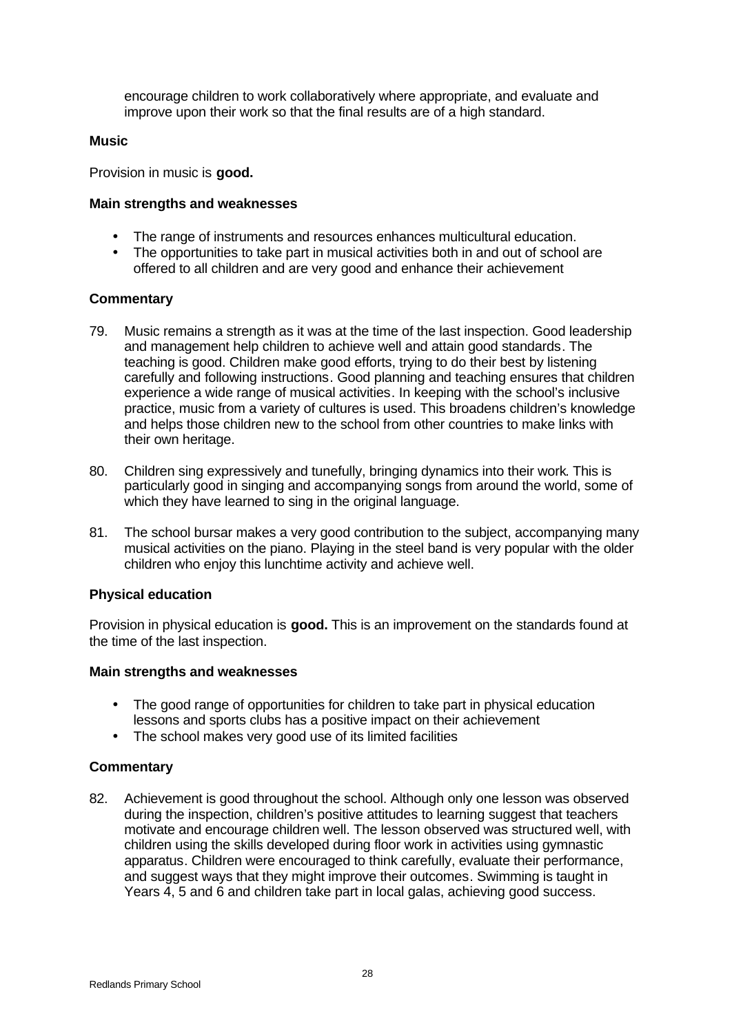encourage children to work collaboratively where appropriate, and evaluate and improve upon their work so that the final results are of a high standard.

### Music

Provision in music is **good.**

#### Main strengths and weaknesses

- The range of instruments and resources enhances multicultural education.
- The opportunities to take part in musical activities both in and out of school are offered to all children and are very good and enhance their achievement

#### Commentary

79. Music remains a strength as it was at the time of the last inspection. Good leadership and management help children to achieve well and attain good standards. The teaching is good. Children make good efforts, trying to do their best by listening carefully and following instructions. Good planning and teaching ensures that children experience a wide range of musical activities. In keeping with the school's inclusive practice, music from a variety of cultures is used. This broadens children's knowledge and helps those children new to the school from other countries to make links with their own heritage.

80. Children sing expressively and tunefully, bringing dynamics into their work. This is particularly good in singing and accompanying songs from around the world, some of which they have learned to sing in the original language.

81. The school bursar makes a very good contribution to the subject, accompanying many musical activities on the piano. Playing in the steel band is very popular with the older children who enjoy this lunchtime activity and achieve well.

### Physical education

Provision in physical education is **good.** This is an improvement on the standards found at the time of the last inspection.

#### Main strengths and weaknesses

- The good range of opportunities for children to take part in physical education lessons and sports clubs has a positive impact on their achievement
- The school makes very good use of its limited facilities

#### Commentary

82. Achievement is good throughout the school. Although only one lesson was observed during the inspection, children's positive attitudes to learning suggest that teachers motivate and encourage children well. The lesson observed was structured well, with children using the skills developed during floor work in activities using gymnastic apparatus. Children were encouraged to think carefully, evaluate their performance, and suggest ways that they might improve their outcomes. Swimming is taught in Years 4, 5 and 6 and children take part in local galas, achieving good success.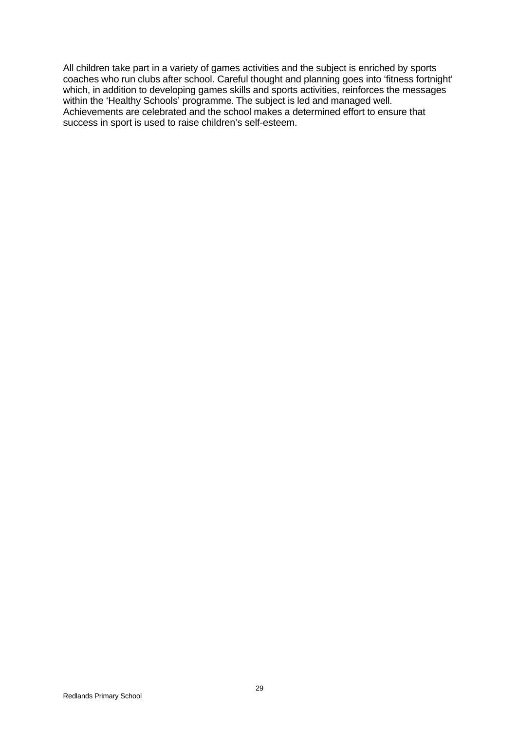All children take part in a variety of games activities and the subject is enriched by sports coaches who run clubs after school. Careful thought and planning goes into 'fitness fortnight' which, in addition to developing games skills and sports activities, reinforces the messages within the 'Healthy Schools' programme. The subject is led and managed well. Achievements are celebrated and the school makes a determined effort to ensure that success in sport is used to raise children's self-esteem.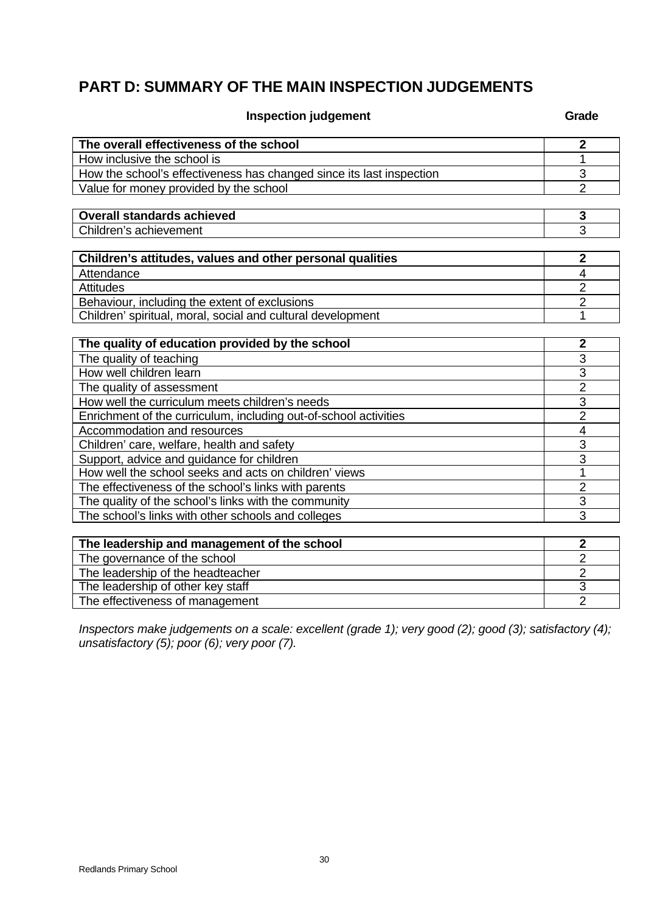## PART D: SUMMARY OF THE MAIN INSPECTION JUDGEMENTS

| Inspection judgement | Grade |
|---|---|
| **The overall effectiveness of the school** | **2** |
| How inclusive the school is | 1 |
| How the school's effectiveness has changed since its last inspection | 3 |
| Value for money provided by the school | 2 |
| | |
| **Overall standards achieved** | **3** |
| Children's achievement | 3 |
| | |
| **Children's attitudes, values and other personal qualities** | **2** |
| Attendance | 4 |
| Attitudes | 2 |
| Behaviour, including the extent of exclusions | 2 |
| Children' spiritual, moral, social and cultural development | 1 |
| | |
| **The quality of education provided by the school** | **2** |
| The quality of teaching | 3 |
| How well children learn | 3 |
| The quality of assessment | 2 |
| How well the curriculum meets children's needs | 3 |
| Enrichment of the curriculum, including out-of-school activities | 2 |
| Accommodation and resources | 4 |
| Children' care, welfare, health and safety | 3 |
| Support, advice and guidance for children | 3 |
| How well the school seeks and acts on children' views | 1 |
| The effectiveness of the school's links with parents | 2 |
| The quality of the school's links with the community | 3 |
| The school's links with other schools and colleges | 3 |
| | |
| **The leadership and management of the school** | **2** |
| The governance of the school | 2 |
| The leadership of the headteacher | 2 |
| The leadership of other key staff | 3 |
| The effectiveness of management | 2 |

*Inspectors make judgements on a scale: excellent (grade 1); very good (2); good (3); satisfactory (4); unsatisfactory (5); poor (6); very poor (7).*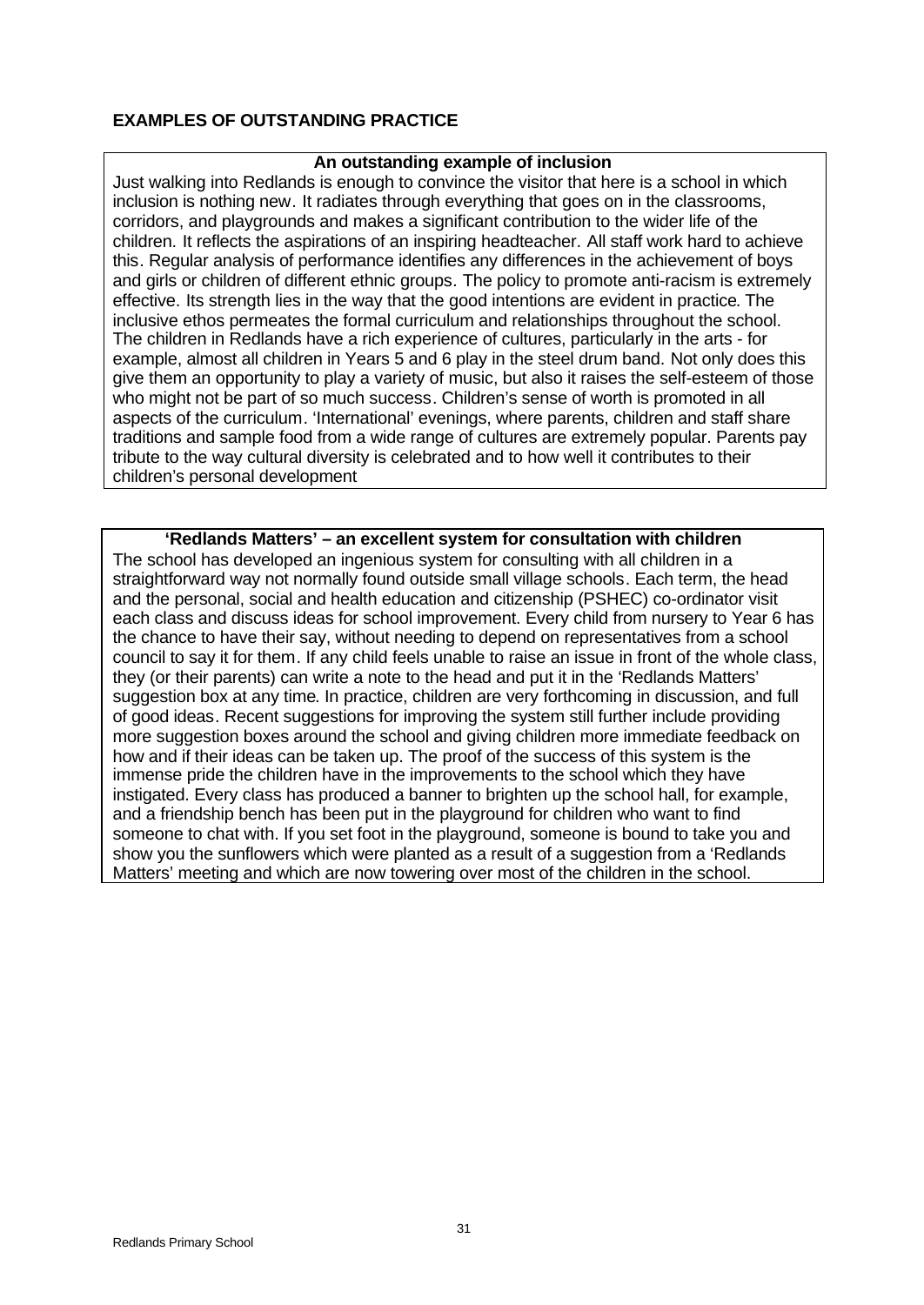## EXAMPLES OF OUTSTANDING PRACTICE

### An outstanding example of inclusion

Just walking into Redlands is enough to convince the visitor that here is a school in which inclusion is nothing new. It radiates through everything that goes on in the classrooms, corridors, and playgrounds and makes a significant contribution to the wider life of the children. It reflects the aspirations of an inspiring headteacher. All staff work hard to achieve this. Regular analysis of performance identifies any differences in the achievement of boys and girls or children of different ethnic groups. The policy to promote anti-racism is extremely effective. Its strength lies in the way that the good intentions are evident in practice. The inclusive ethos permeates the formal curriculum and relationships throughout the school. The children in Redlands have a rich experience of cultures, particularly in the arts - for example, almost all children in Years 5 and 6 play in the steel drum band. Not only does this give them an opportunity to play a variety of music, but also it raises the self-esteem of those who might not be part of so much success. Children's sense of worth is promoted in all aspects of the curriculum. 'International' evenings, where parents, children and staff share traditions and sample food from a wide range of cultures are extremely popular. Parents pay tribute to the way cultural diversity is celebrated and to how well it contributes to their children's personal development

### 'Redlands Matters' – an excellent system for consultation with children

The school has developed an ingenious system for consulting with all children in a straightforward way not normally found outside small village schools. Each term, the head and the personal, social and health education and citizenship (PSHEC) co-ordinator visit each class and discuss ideas for school improvement. Every child from nursery to Year 6 has the chance to have their say, without needing to depend on representatives from a school council to say it for them. If any child feels unable to raise an issue in front of the whole class, they (or their parents) can write a note to the head and put it in the 'Redlands Matters' suggestion box at any time. In practice, children are very forthcoming in discussion, and full of good ideas. Recent suggestions for improving the system still further include providing more suggestion boxes around the school and giving children more immediate feedback on how and if their ideas can be taken up. The proof of the success of this system is the immense pride the children have in the improvements to the school which they have instigated. Every class has produced a banner to brighten up the school hall, for example, and a friendship bench has been put in the playground for children who want to find someone to chat with. If you set foot in the playground, someone is bound to take you and show you the sunflowers which were planted as a result of a suggestion from a 'Redlands Matters' meeting and which are now towering over most of the children in the school.